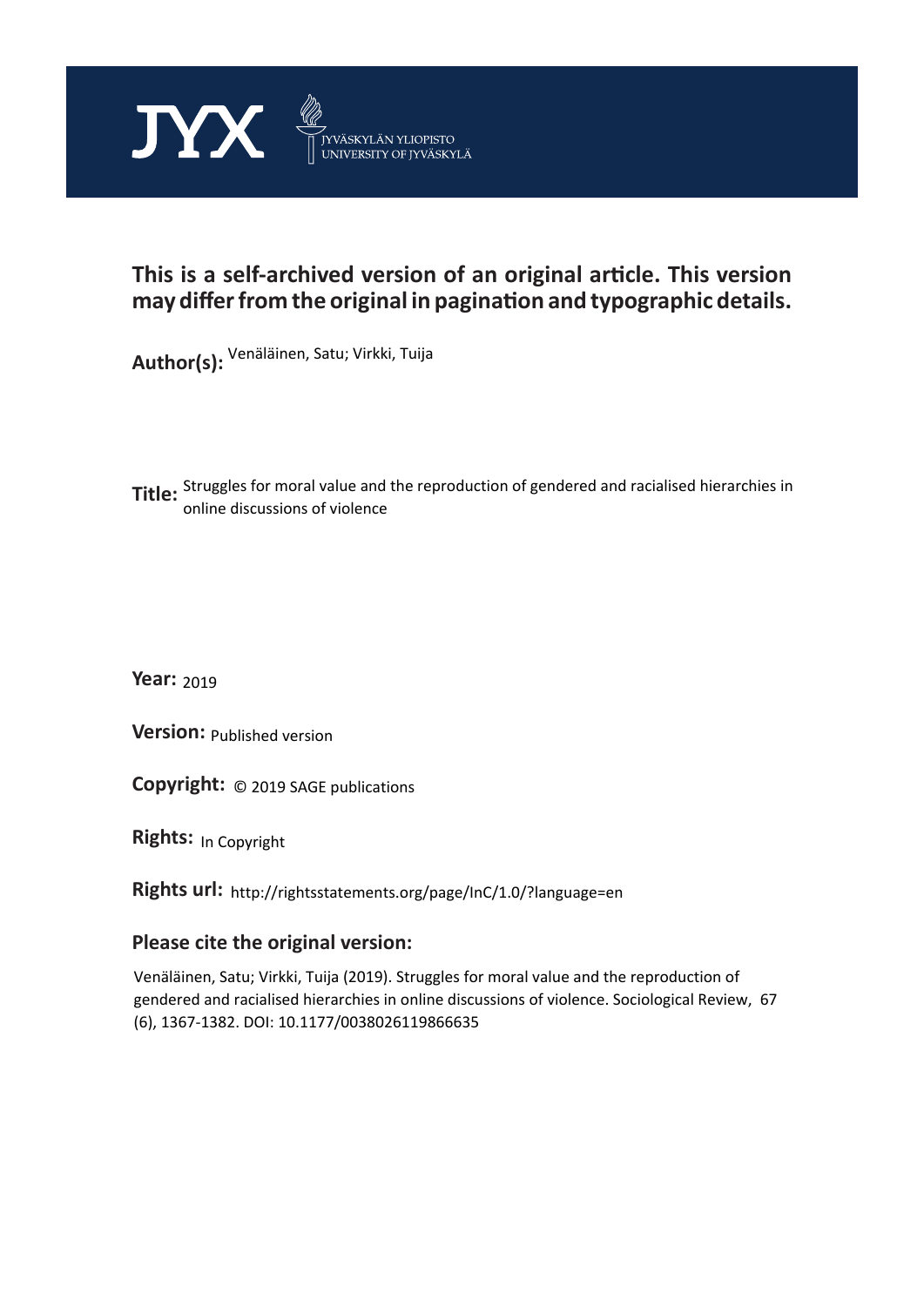JYX

JYVÄSKYLÄN YLIOPISTO
UNIVERSITY OF JYVÄSKYLÄ

**This is a self-archived version of an original article. This version may differ from the original in pagination and typographic details.**

**Author(s):** Venäläinen, Satu; Virkki, Tuija

**Title:** Struggles for moral value and the reproduction of gendered and racialised hierarchies in online discussions of violence

**Year:** 2019

**Version:** Published version

**Copyright:** © 2019 SAGE publications

**Rights:** In Copyright

**Rights url:** http://rightsstatements.org/page/InC/1.0/?language=en

**Please cite the original version:**

Venäläinen, Satu; Virkki, Tuija (2019). Struggles for moral value and the reproduction of gendered and racialised hierarchies in online discussions of violence. Sociological Review, 67 (6), 1367-1382. DOI: 10.1177/0038026119866635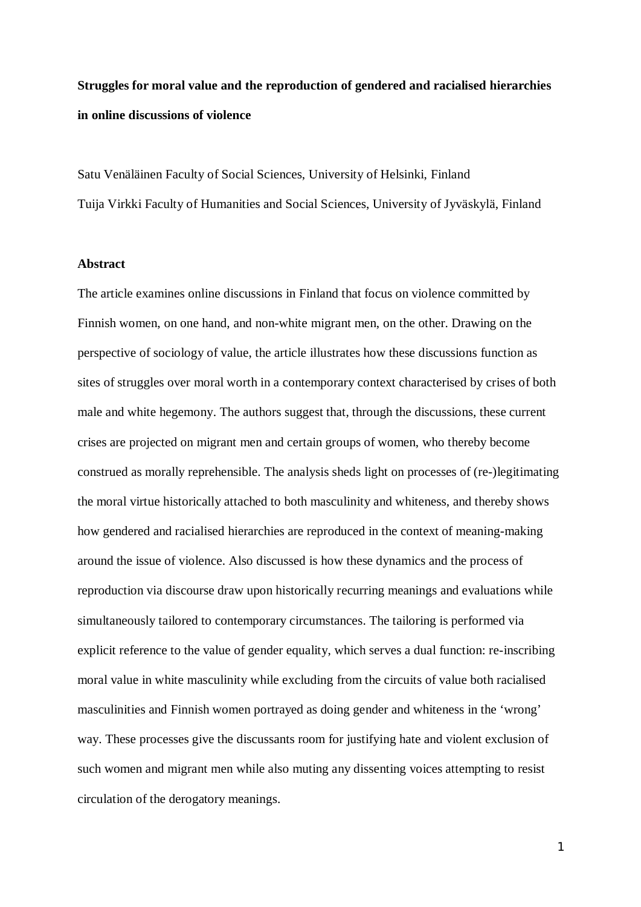**Struggles for moral value and the reproduction of gendered and racialised hierarchies in online discussions of violence**

Satu Venäläinen Faculty of Social Sciences, University of Helsinki, Finland

Tuija Virkki Faculty of Humanities and Social Sciences, University of Jyväskylä, Finland

## Abstract

The article examines online discussions in Finland that focus on violence committed by Finnish women, on one hand, and non-white migrant men, on the other. Drawing on the perspective of sociology of value, the article illustrates how these discussions function as sites of struggles over moral worth in a contemporary context characterised by crises of both male and white hegemony. The authors suggest that, through the discussions, these current crises are projected on migrant men and certain groups of women, who thereby become construed as morally reprehensible. The analysis sheds light on processes of (re-)legitimating the moral virtue historically attached to both masculinity and whiteness, and thereby shows how gendered and racialised hierarchies are reproduced in the context of meaning-making around the issue of violence. Also discussed is how these dynamics and the process of reproduction via discourse draw upon historically recurring meanings and evaluations while simultaneously tailored to contemporary circumstances. The tailoring is performed via explicit reference to the value of gender equality, which serves a dual function: re-inscribing moral value in white masculinity while excluding from the circuits of value both racialised masculinities and Finnish women portrayed as doing gender and whiteness in the 'wrong' way. These processes give the discussants room for justifying hate and violent exclusion of such women and migrant men while also muting any dissenting voices attempting to resist circulation of the derogatory meanings.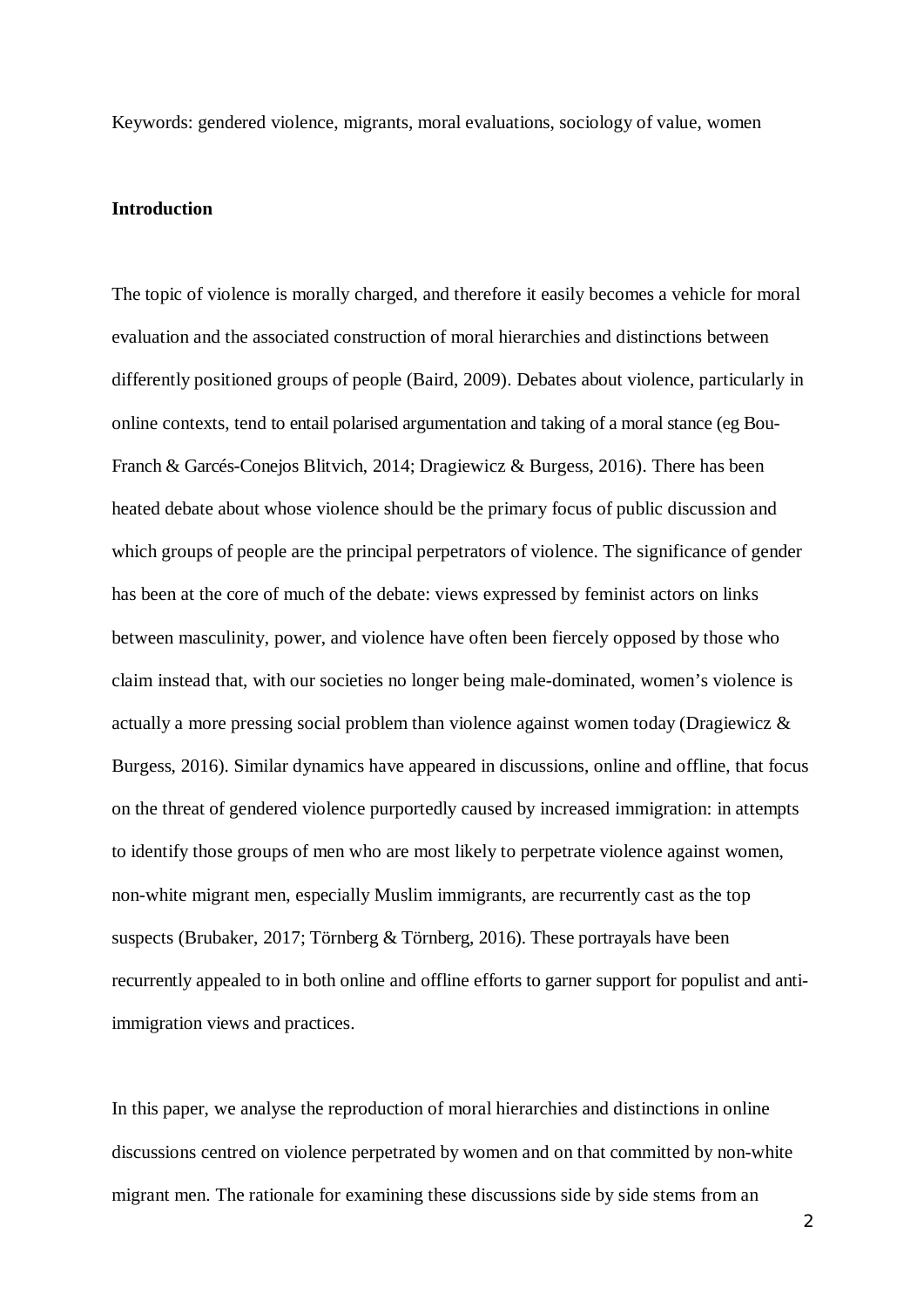Keywords: gendered violence, migrants, moral evaluations, sociology of value, women

## Introduction

The topic of violence is morally charged, and therefore it easily becomes a vehicle for moral evaluation and the associated construction of moral hierarchies and distinctions between differently positioned groups of people (Baird, 2009). Debates about violence, particularly in online contexts, tend to entail polarised argumentation and taking of a moral stance (eg Bou-Franch & Garcés-Conejos Blitvich, 2014; Dragiewicz & Burgess, 2016). There has been heated debate about whose violence should be the primary focus of public discussion and which groups of people are the principal perpetrators of violence. The significance of gender has been at the core of much of the debate: views expressed by feminist actors on links between masculinity, power, and violence have often been fiercely opposed by those who claim instead that, with our societies no longer being male-dominated, women's violence is actually a more pressing social problem than violence against women today (Dragiewicz & Burgess, 2016). Similar dynamics have appeared in discussions, online and offline, that focus on the threat of gendered violence purportedly caused by increased immigration: in attempts to identify those groups of men who are most likely to perpetrate violence against women, non-white migrant men, especially Muslim immigrants, are recurrently cast as the top suspects (Brubaker, 2017; Törnberg & Törnberg, 2016). These portrayals have been recurrently appealed to in both online and offline efforts to garner support for populist and anti-immigration views and practices.

In this paper, we analyse the reproduction of moral hierarchies and distinctions in online discussions centred on violence perpetrated by women and on that committed by non-white migrant men. The rationale for examining these discussions side by side stems from an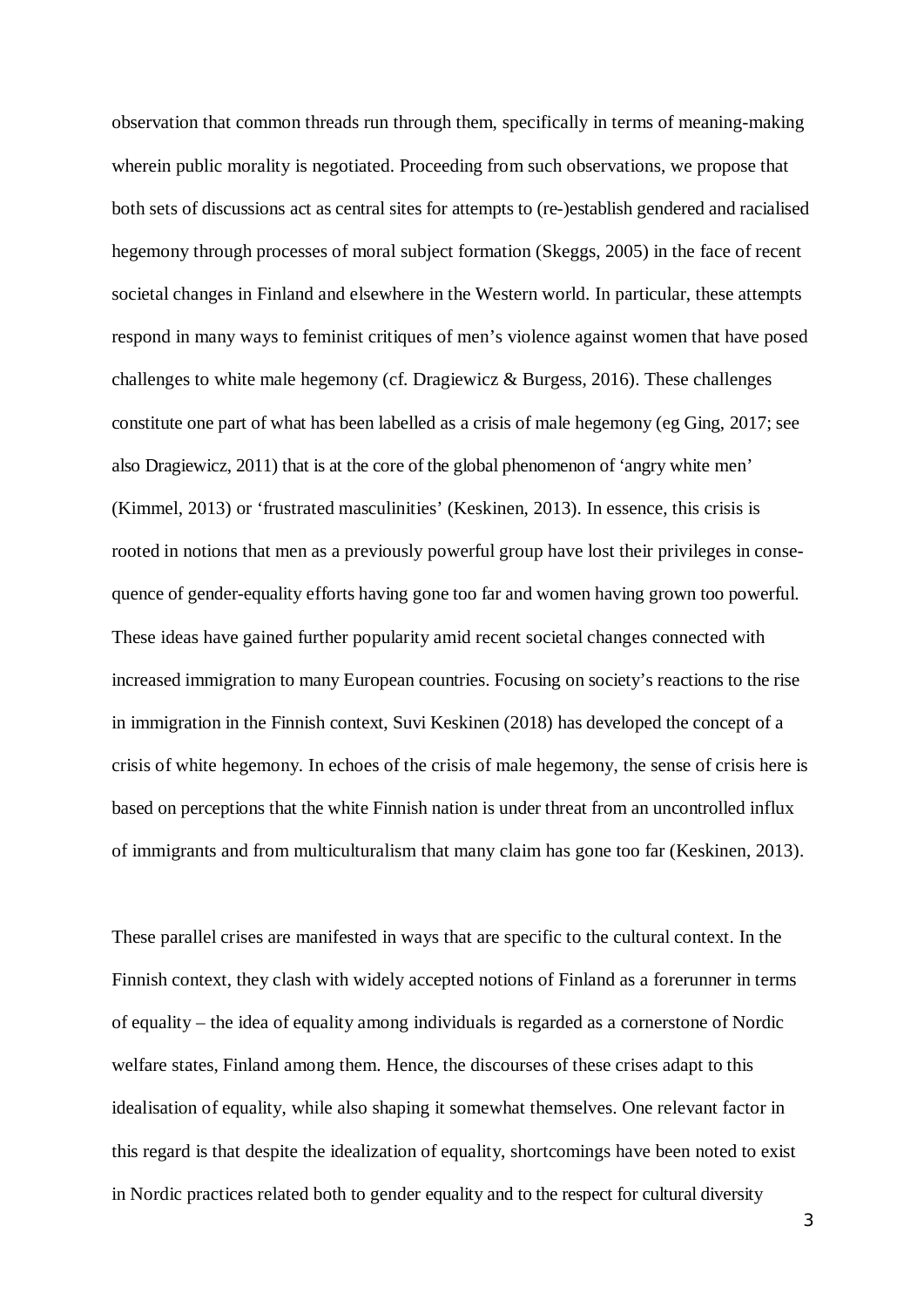observation that common threads run through them, specifically in terms of meaning-making wherein public morality is negotiated. Proceeding from such observations, we propose that both sets of discussions act as central sites for attempts to (re-)establish gendered and racialised hegemony through processes of moral subject formation (Skeggs, 2005) in the face of recent societal changes in Finland and elsewhere in the Western world. In particular, these attempts respond in many ways to feminist critiques of men's violence against women that have posed challenges to white male hegemony (cf. Dragiewicz & Burgess, 2016). These challenges constitute one part of what has been labelled as a crisis of male hegemony (eg Ging, 2017; see also Dragiewicz, 2011) that is at the core of the global phenomenon of 'angry white men' (Kimmel, 2013) or 'frustrated masculinities' (Keskinen, 2013). In essence, this crisis is rooted in notions that men as a previously powerful group have lost their privileges in consequence of gender-equality efforts having gone too far and women having grown too powerful. These ideas have gained further popularity amid recent societal changes connected with increased immigration to many European countries. Focusing on society's reactions to the rise in immigration in the Finnish context, Suvi Keskinen (2018) has developed the concept of a crisis of white hegemony. In echoes of the crisis of male hegemony, the sense of crisis here is based on perceptions that the white Finnish nation is under threat from an uncontrolled influx of immigrants and from multiculturalism that many claim has gone too far (Keskinen, 2013).

These parallel crises are manifested in ways that are specific to the cultural context. In the Finnish context, they clash with widely accepted notions of Finland as a forerunner in terms of equality – the idea of equality among individuals is regarded as a cornerstone of Nordic welfare states, Finland among them. Hence, the discourses of these crises adapt to this idealisation of equality, while also shaping it somewhat themselves. One relevant factor in this regard is that despite the idealization of equality, shortcomings have been noted to exist in Nordic practices related both to gender equality and to the respect for cultural diversity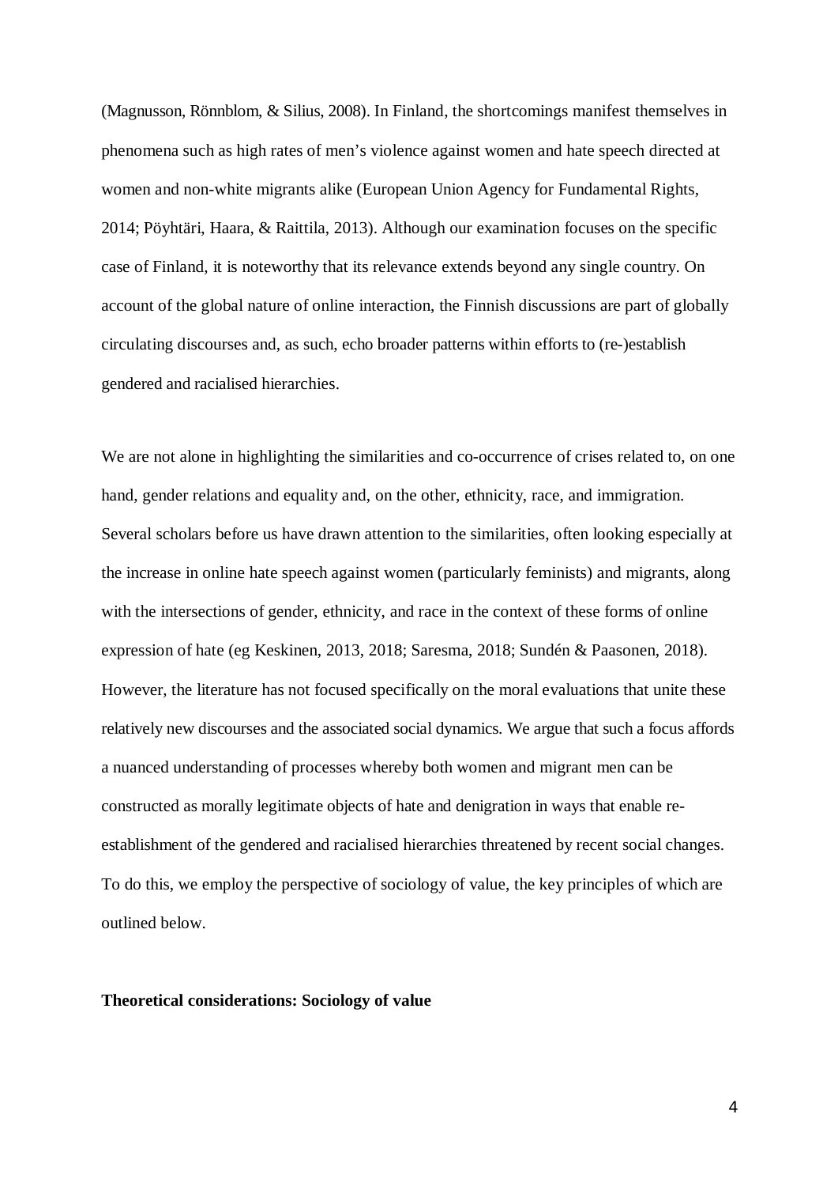(Magnusson, Rönnblom, & Silius, 2008). In Finland, the shortcomings manifest themselves in phenomena such as high rates of men's violence against women and hate speech directed at women and non-white migrants alike (European Union Agency for Fundamental Rights, 2014; Pöyhtäri, Haara, & Raittila, 2013). Although our examination focuses on the specific case of Finland, it is noteworthy that its relevance extends beyond any single country. On account of the global nature of online interaction, the Finnish discussions are part of globally circulating discourses and, as such, echo broader patterns within efforts to (re-)establish gendered and racialised hierarchies.

We are not alone in highlighting the similarities and co-occurrence of crises related to, on one hand, gender relations and equality and, on the other, ethnicity, race, and immigration. Several scholars before us have drawn attention to the similarities, often looking especially at the increase in online hate speech against women (particularly feminists) and migrants, along with the intersections of gender, ethnicity, and race in the context of these forms of online expression of hate (eg Keskinen, 2013, 2018; Saresma, 2018; Sundén & Paasonen, 2018). However, the literature has not focused specifically on the moral evaluations that unite these relatively new discourses and the associated social dynamics. We argue that such a focus affords a nuanced understanding of processes whereby both women and migrant men can be constructed as morally legitimate objects of hate and denigration in ways that enable re-establishment of the gendered and racialised hierarchies threatened by recent social changes. To do this, we employ the perspective of sociology of value, the key principles of which are outlined below.

## Theoretical considerations: Sociology of value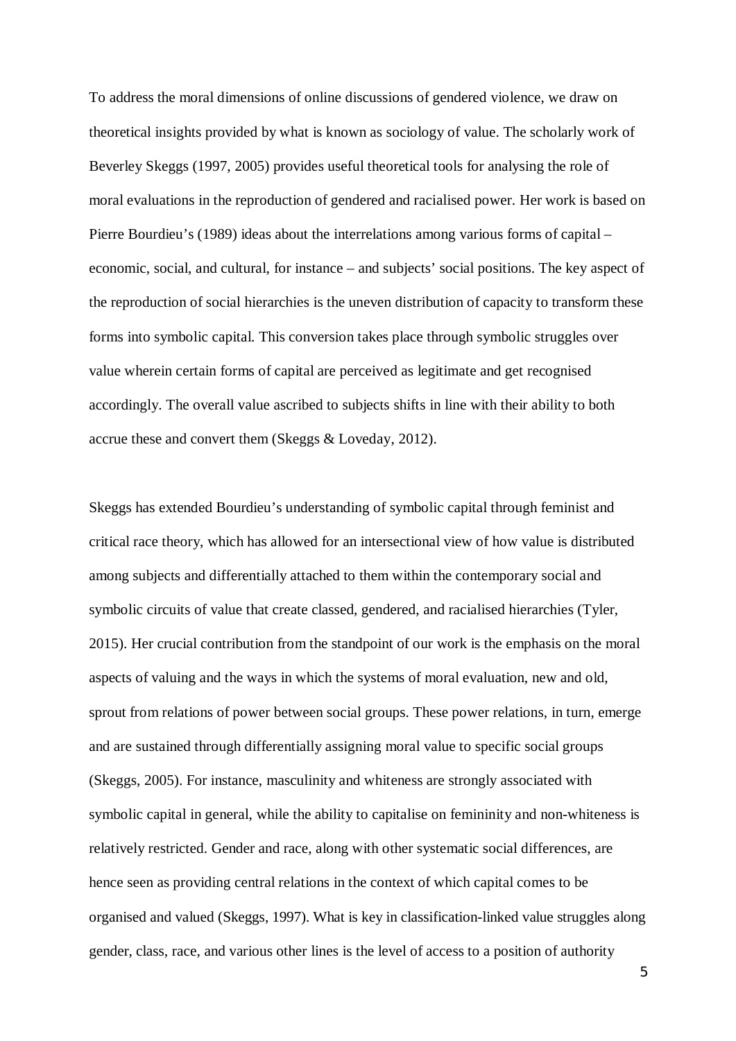To address the moral dimensions of online discussions of gendered violence, we draw on theoretical insights provided by what is known as sociology of value. The scholarly work of Beverley Skeggs (1997, 2005) provides useful theoretical tools for analysing the role of moral evaluations in the reproduction of gendered and racialised power. Her work is based on Pierre Bourdieu's (1989) ideas about the interrelations among various forms of capital – economic, social, and cultural, for instance – and subjects' social positions. The key aspect of the reproduction of social hierarchies is the uneven distribution of capacity to transform these forms into symbolic capital. This conversion takes place through symbolic struggles over value wherein certain forms of capital are perceived as legitimate and get recognised accordingly. The overall value ascribed to subjects shifts in line with their ability to both accrue these and convert them (Skeggs & Loveday, 2012).

Skeggs has extended Bourdieu's understanding of symbolic capital through feminist and critical race theory, which has allowed for an intersectional view of how value is distributed among subjects and differentially attached to them within the contemporary social and symbolic circuits of value that create classed, gendered, and racialised hierarchies (Tyler, 2015). Her crucial contribution from the standpoint of our work is the emphasis on the moral aspects of valuing and the ways in which the systems of moral evaluation, new and old, sprout from relations of power between social groups. These power relations, in turn, emerge and are sustained through differentially assigning moral value to specific social groups (Skeggs, 2005). For instance, masculinity and whiteness are strongly associated with symbolic capital in general, while the ability to capitalise on femininity and non-whiteness is relatively restricted. Gender and race, along with other systematic social differences, are hence seen as providing central relations in the context of which capital comes to be organised and valued (Skeggs, 1997). What is key in classification-linked value struggles along gender, class, race, and various other lines is the level of access to a position of authority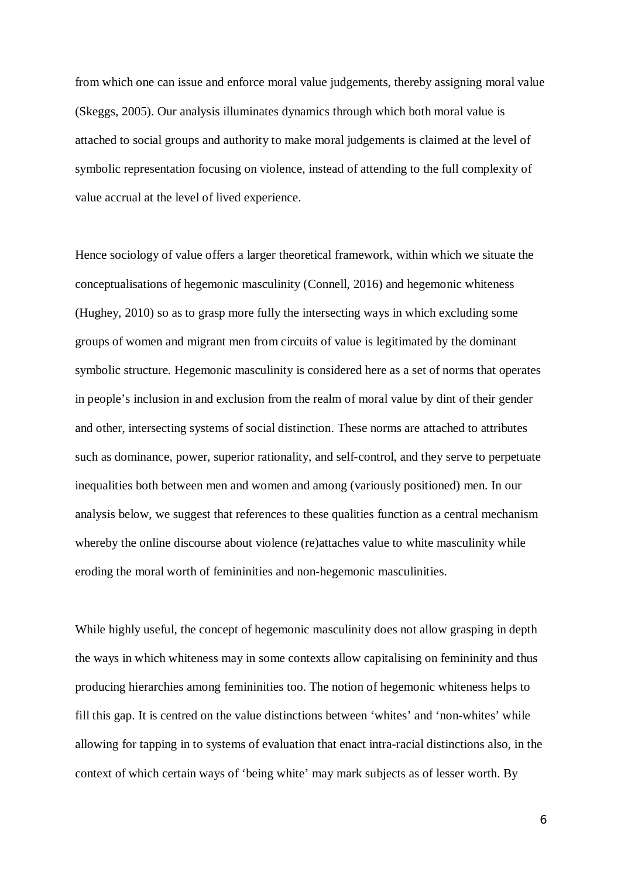from which one can issue and enforce moral value judgements, thereby assigning moral value (Skeggs, 2005). Our analysis illuminates dynamics through which both moral value is attached to social groups and authority to make moral judgements is claimed at the level of symbolic representation focusing on violence, instead of attending to the full complexity of value accrual at the level of lived experience.

Hence sociology of value offers a larger theoretical framework, within which we situate the conceptualisations of hegemonic masculinity (Connell, 2016) and hegemonic whiteness (Hughey, 2010) so as to grasp more fully the intersecting ways in which excluding some groups of women and migrant men from circuits of value is legitimated by the dominant symbolic structure. Hegemonic masculinity is considered here as a set of norms that operates in people's inclusion in and exclusion from the realm of moral value by dint of their gender and other, intersecting systems of social distinction. These norms are attached to attributes such as dominance, power, superior rationality, and self-control, and they serve to perpetuate inequalities both between men and women and among (variously positioned) men. In our analysis below, we suggest that references to these qualities function as a central mechanism whereby the online discourse about violence (re)attaches value to white masculinity while eroding the moral worth of femininities and non-hegemonic masculinities.

While highly useful, the concept of hegemonic masculinity does not allow grasping in depth the ways in which whiteness may in some contexts allow capitalising on femininity and thus producing hierarchies among femininities too. The notion of hegemonic whiteness helps to fill this gap. It is centred on the value distinctions between 'whites' and 'non-whites' while allowing for tapping in to systems of evaluation that enact intra-racial distinctions also, in the context of which certain ways of 'being white' may mark subjects as of lesser worth. By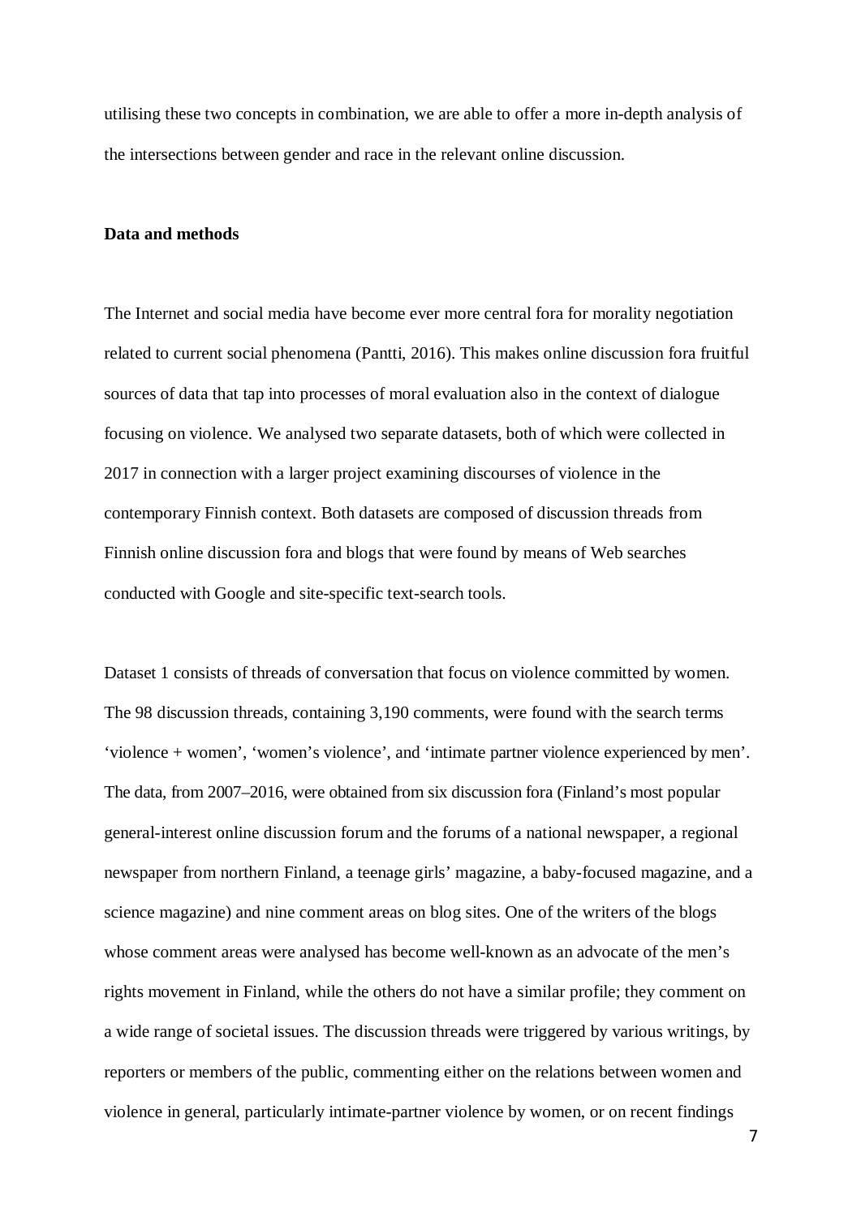utilising these two concepts in combination, we are able to offer a more in-depth analysis of the intersections between gender and race in the relevant online discussion.

## Data and methods

The Internet and social media have become ever more central fora for morality negotiation related to current social phenomena (Pantti, 2016). This makes online discussion fora fruitful sources of data that tap into processes of moral evaluation also in the context of dialogue focusing on violence. We analysed two separate datasets, both of which were collected in 2017 in connection with a larger project examining discourses of violence in the contemporary Finnish context. Both datasets are composed of discussion threads from Finnish online discussion fora and blogs that were found by means of Web searches conducted with Google and site-specific text-search tools.

Dataset 1 consists of threads of conversation that focus on violence committed by women. The 98 discussion threads, containing 3,190 comments, were found with the search terms 'violence + women', 'women's violence', and 'intimate partner violence experienced by men'. The data, from 2007–2016, were obtained from six discussion fora (Finland's most popular general-interest online discussion forum and the forums of a national newspaper, a regional newspaper from northern Finland, a teenage girls' magazine, a baby-focused magazine, and a science magazine) and nine comment areas on blog sites. One of the writers of the blogs whose comment areas were analysed has become well-known as an advocate of the men's rights movement in Finland, while the others do not have a similar profile; they comment on a wide range of societal issues. The discussion threads were triggered by various writings, by reporters or members of the public, commenting either on the relations between women and violence in general, particularly intimate-partner violence by women, or on recent findings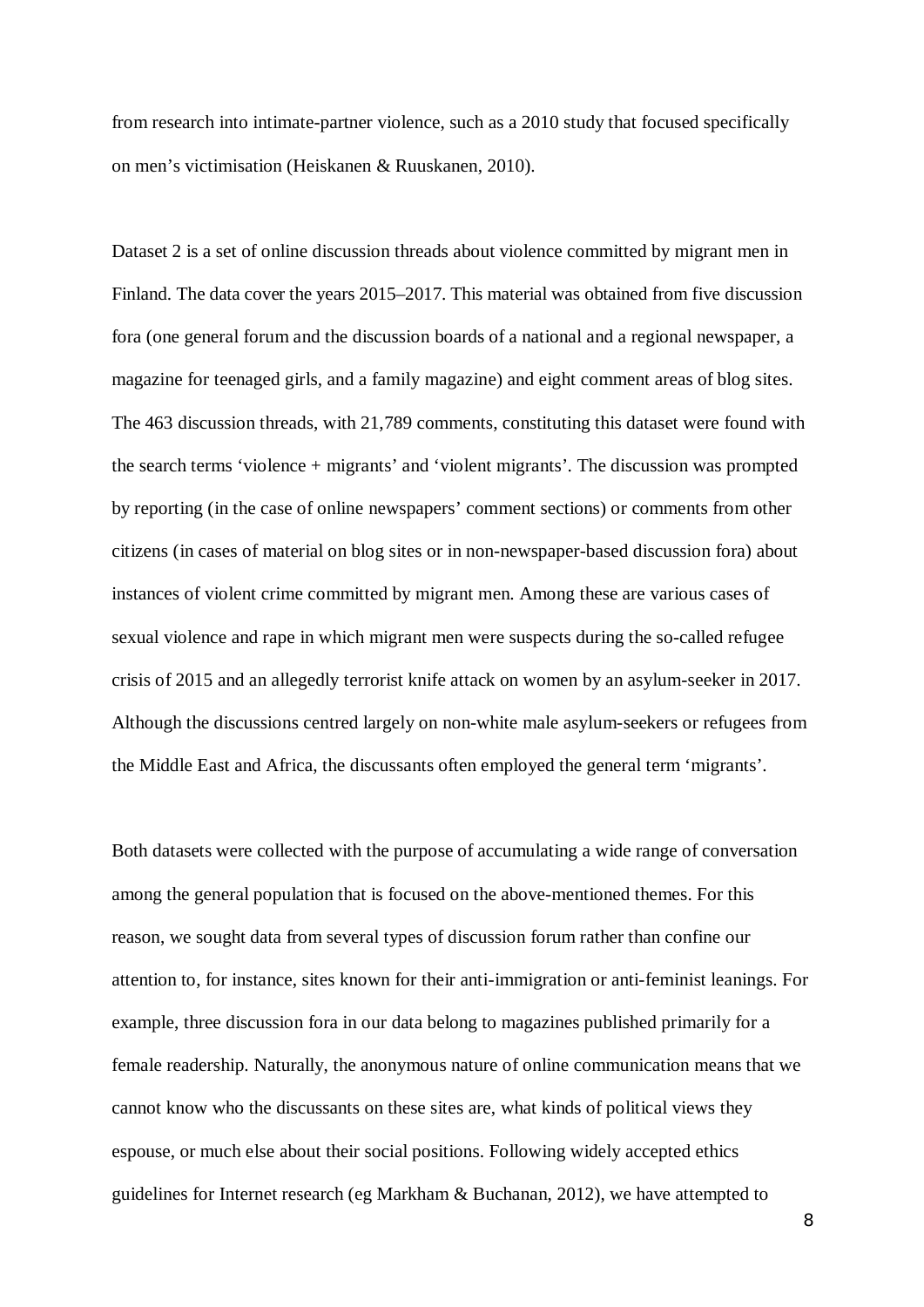from research into intimate-partner violence, such as a 2010 study that focused specifically on men's victimisation (Heiskanen & Ruuskanen, 2010).

Dataset 2 is a set of online discussion threads about violence committed by migrant men in Finland. The data cover the years 2015–2017. This material was obtained from five discussion fora (one general forum and the discussion boards of a national and a regional newspaper, a magazine for teenaged girls, and a family magazine) and eight comment areas of blog sites. The 463 discussion threads, with 21,789 comments, constituting this dataset were found with the search terms 'violence + migrants' and 'violent migrants'. The discussion was prompted by reporting (in the case of online newspapers' comment sections) or comments from other citizens (in cases of material on blog sites or in non-newspaper-based discussion fora) about instances of violent crime committed by migrant men. Among these are various cases of sexual violence and rape in which migrant men were suspects during the so-called refugee crisis of 2015 and an allegedly terrorist knife attack on women by an asylum-seeker in 2017. Although the discussions centred largely on non-white male asylum-seekers or refugees from the Middle East and Africa, the discussants often employed the general term 'migrants'.

Both datasets were collected with the purpose of accumulating a wide range of conversation among the general population that is focused on the above-mentioned themes. For this reason, we sought data from several types of discussion forum rather than confine our attention to, for instance, sites known for their anti-immigration or anti-feminist leanings. For example, three discussion fora in our data belong to magazines published primarily for a female readership. Naturally, the anonymous nature of online communication means that we cannot know who the discussants on these sites are, what kinds of political views they espouse, or much else about their social positions. Following widely accepted ethics guidelines for Internet research (eg Markham & Buchanan, 2012), we have attempted to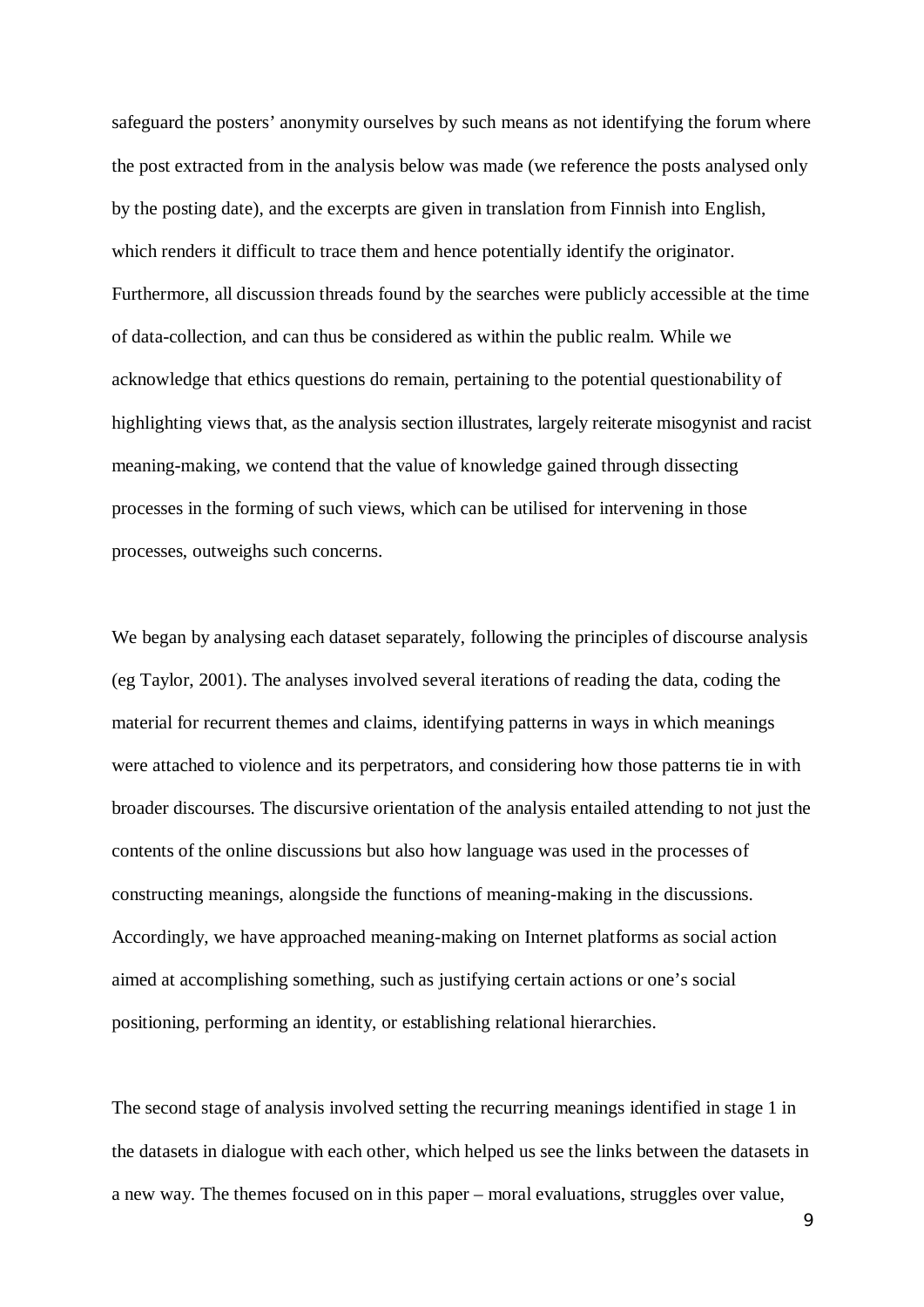safeguard the posters' anonymity ourselves by such means as not identifying the forum where the post extracted from in the analysis below was made (we reference the posts analysed only by the posting date), and the excerpts are given in translation from Finnish into English, which renders it difficult to trace them and hence potentially identify the originator. Furthermore, all discussion threads found by the searches were publicly accessible at the time of data-collection, and can thus be considered as within the public realm. While we acknowledge that ethics questions do remain, pertaining to the potential questionability of highlighting views that, as the analysis section illustrates, largely reiterate misogynist and racist meaning-making, we contend that the value of knowledge gained through dissecting processes in the forming of such views, which can be utilised for intervening in those processes, outweighs such concerns.

We began by analysing each dataset separately, following the principles of discourse analysis (eg Taylor, 2001). The analyses involved several iterations of reading the data, coding the material for recurrent themes and claims, identifying patterns in ways in which meanings were attached to violence and its perpetrators, and considering how those patterns tie in with broader discourses. The discursive orientation of the analysis entailed attending to not just the contents of the online discussions but also how language was used in the processes of constructing meanings, alongside the functions of meaning-making in the discussions. Accordingly, we have approached meaning-making on Internet platforms as social action aimed at accomplishing something, such as justifying certain actions or one's social positioning, performing an identity, or establishing relational hierarchies.

The second stage of analysis involved setting the recurring meanings identified in stage 1 in the datasets in dialogue with each other, which helped us see the links between the datasets in a new way. The themes focused on in this paper – moral evaluations, struggles over value,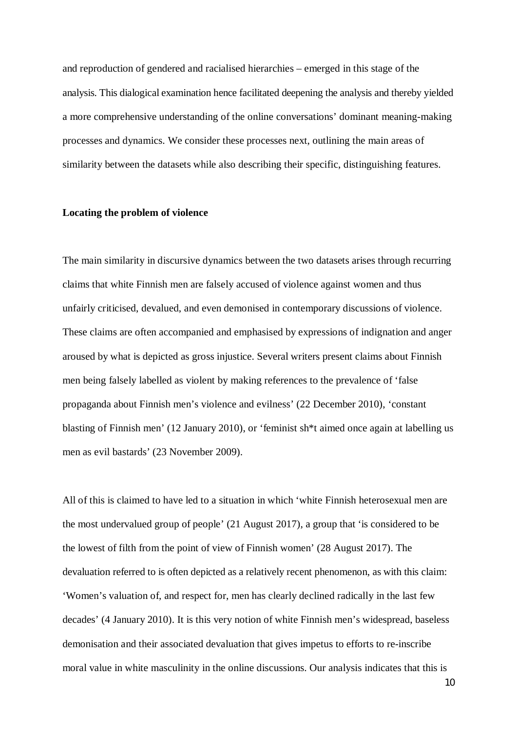and reproduction of gendered and racialised hierarchies – emerged in this stage of the analysis. This dialogical examination hence facilitated deepening the analysis and thereby yielded a more comprehensive understanding of the online conversations' dominant meaning-making processes and dynamics. We consider these processes next, outlining the main areas of similarity between the datasets while also describing their specific, distinguishing features.

**Locating the problem of violence**

The main similarity in discursive dynamics between the two datasets arises through recurring claims that white Finnish men are falsely accused of violence against women and thus unfairly criticised, devalued, and even demonised in contemporary discussions of violence. These claims are often accompanied and emphasised by expressions of indignation and anger aroused by what is depicted as gross injustice. Several writers present claims about Finnish men being falsely labelled as violent by making references to the prevalence of 'false propaganda about Finnish men's violence and evilness' (22 December 2010), 'constant blasting of Finnish men' (12 January 2010), or 'feminist sh*t aimed once again at labelling us men as evil bastards' (23 November 2009).

All of this is claimed to have led to a situation in which 'white Finnish heterosexual men are the most undervalued group of people' (21 August 2017), a group that 'is considered to be the lowest of filth from the point of view of Finnish women' (28 August 2017). The devaluation referred to is often depicted as a relatively recent phenomenon, as with this claim: 'Women's valuation of, and respect for, men has clearly declined radically in the last few decades' (4 January 2010). It is this very notion of white Finnish men's widespread, baseless demonisation and their associated devaluation that gives impetus to efforts to re-inscribe moral value in white masculinity in the online discussions. Our analysis indicates that this is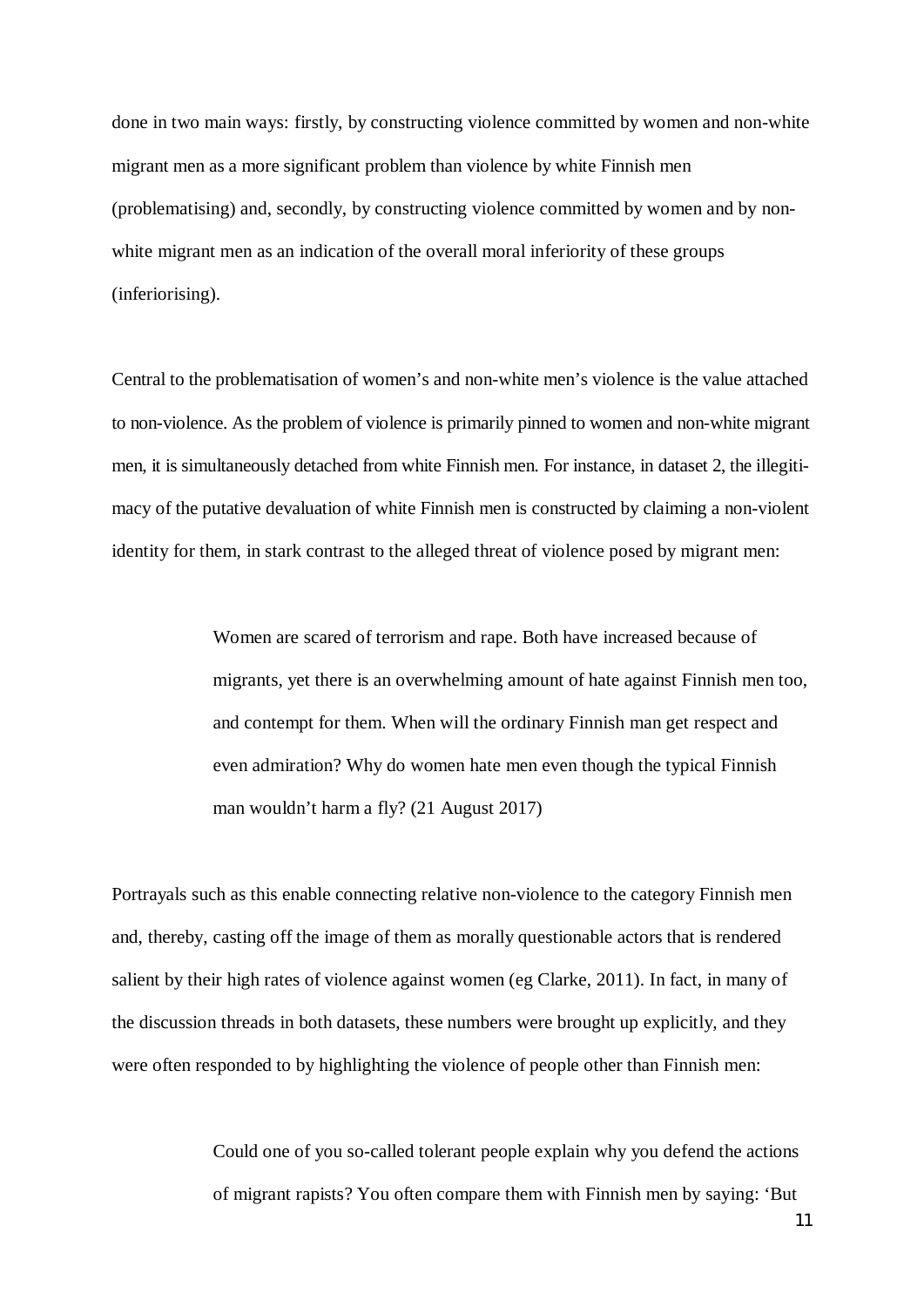done in two main ways: firstly, by constructing violence committed by women and non-white migrant men as a more significant problem than violence by white Finnish men (problematising) and, secondly, by constructing violence committed by women and by non-white migrant men as an indication of the overall moral inferiority of these groups (inferiorising).

Central to the problematisation of women's and non-white men's violence is the value attached to non-violence. As the problem of violence is primarily pinned to women and non-white migrant men, it is simultaneously detached from white Finnish men. For instance, in dataset 2, the illegitimacy of the putative devaluation of white Finnish men is constructed by claiming a non-violent identity for them, in stark contrast to the alleged threat of violence posed by migrant men:

> Women are scared of terrorism and rape. Both have increased because of migrants, yet there is an overwhelming amount of hate against Finnish men too, and contempt for them. When will the ordinary Finnish man get respect and even admiration? Why do women hate men even though the typical Finnish man wouldn't harm a fly? (21 August 2017)

Portrayals such as this enable connecting relative non-violence to the category Finnish men and, thereby, casting off the image of them as morally questionable actors that is rendered salient by their high rates of violence against women (eg Clarke, 2011). In fact, in many of the discussion threads in both datasets, these numbers were brought up explicitly, and they were often responded to by highlighting the violence of people other than Finnish men:

> Could one of you so-called tolerant people explain why you defend the actions of migrant rapists? You often compare them with Finnish men by saying: 'But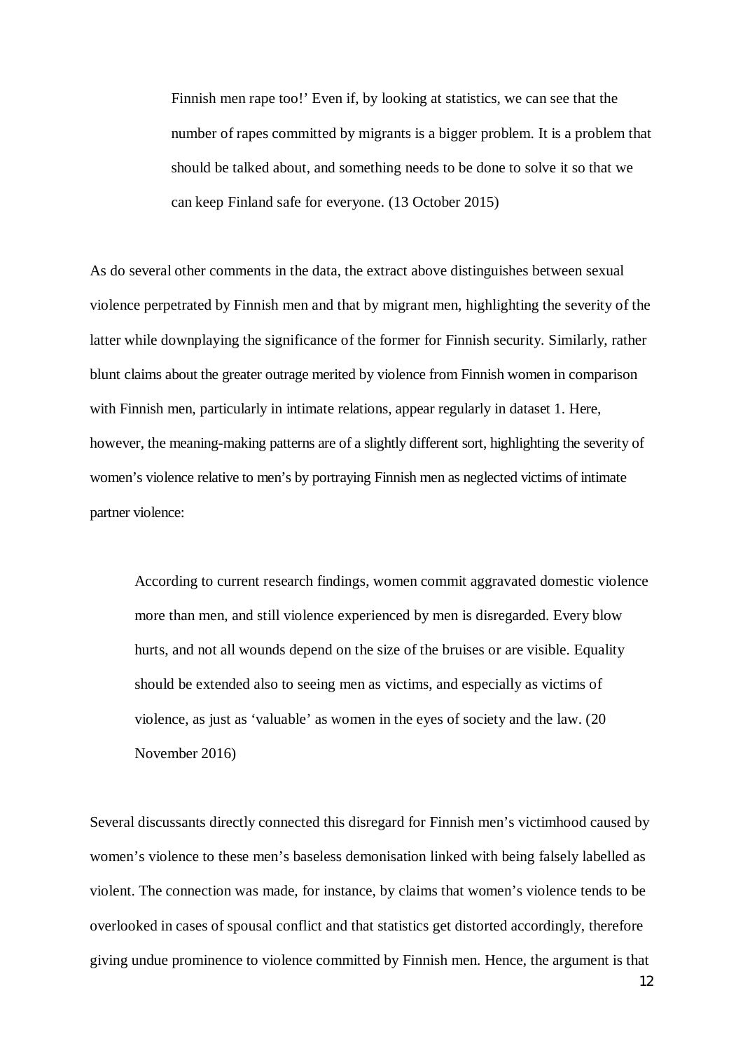> Finnish men rape too!' Even if, by looking at statistics, we can see that the number of rapes committed by migrants is a bigger problem. It is a problem that should be talked about, and something needs to be done to solve it so that we can keep Finland safe for everyone. (13 October 2015)

As do several other comments in the data, the extract above distinguishes between sexual violence perpetrated by Finnish men and that by migrant men, highlighting the severity of the latter while downplaying the significance of the former for Finnish security. Similarly, rather blunt claims about the greater outrage merited by violence from Finnish women in comparison with Finnish men, particularly in intimate relations, appear regularly in dataset 1. Here, however, the meaning-making patterns are of a slightly different sort, highlighting the severity of women's violence relative to men's by portraying Finnish men as neglected victims of intimate partner violence:

> According to current research findings, women commit aggravated domestic violence more than men, and still violence experienced by men is disregarded. Every blow hurts, and not all wounds depend on the size of the bruises or are visible. Equality should be extended also to seeing men as victims, and especially as victims of violence, as just as 'valuable' as women in the eyes of society and the law. (20 November 2016)

Several discussants directly connected this disregard for Finnish men's victimhood caused by women's violence to these men's baseless demonisation linked with being falsely labelled as violent. The connection was made, for instance, by claims that women's violence tends to be overlooked in cases of spousal conflict and that statistics get distorted accordingly, therefore giving undue prominence to violence committed by Finnish men. Hence, the argument is that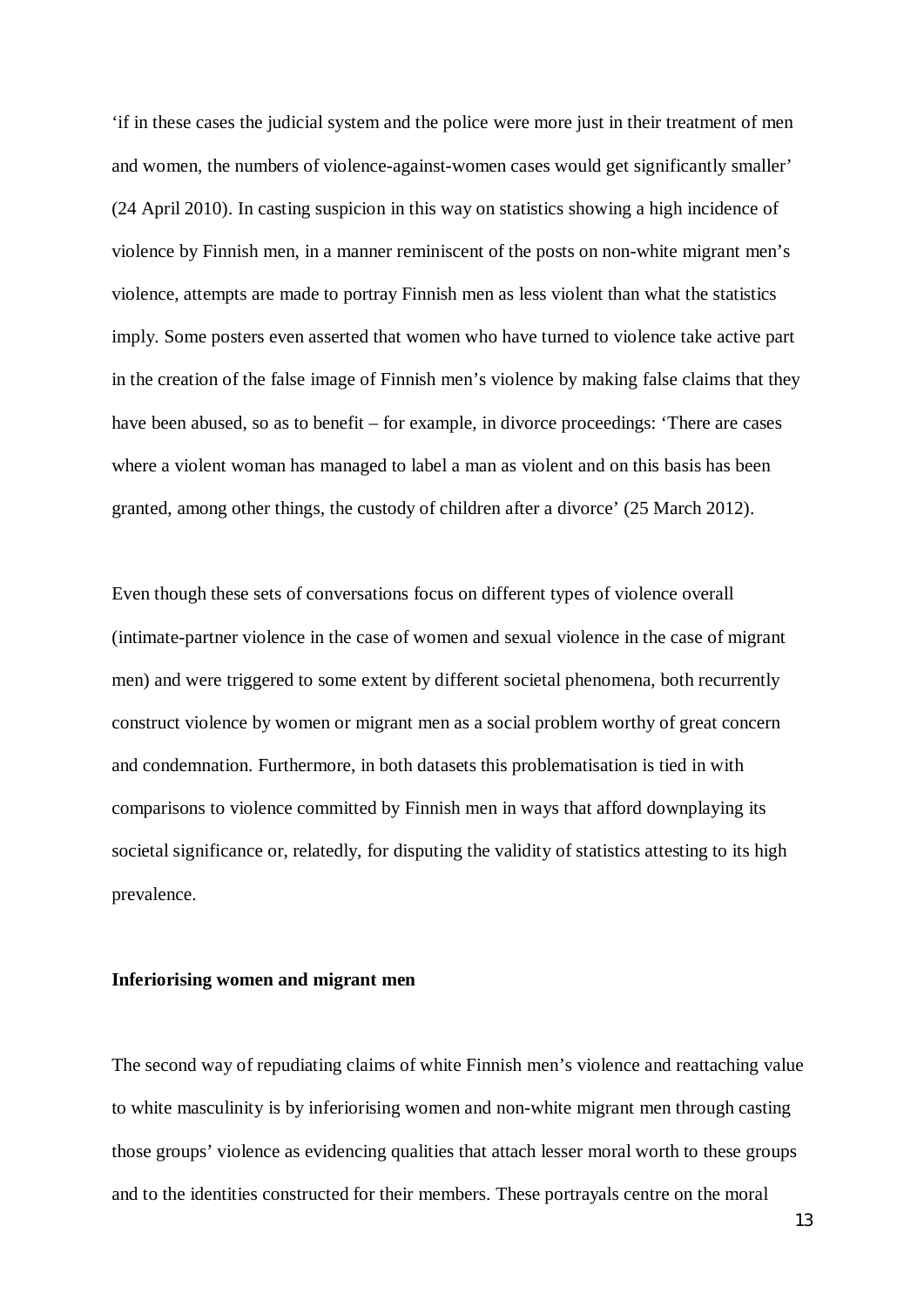'if in these cases the judicial system and the police were more just in their treatment of men and women, the numbers of violence-against-women cases would get significantly smaller' (24 April 2010). In casting suspicion in this way on statistics showing a high incidence of violence by Finnish men, in a manner reminiscent of the posts on non-white migrant men's violence, attempts are made to portray Finnish men as less violent than what the statistics imply. Some posters even asserted that women who have turned to violence take active part in the creation of the false image of Finnish men's violence by making false claims that they have been abused, so as to benefit – for example, in divorce proceedings: 'There are cases where a violent woman has managed to label a man as violent and on this basis has been granted, among other things, the custody of children after a divorce' (25 March 2012).

Even though these sets of conversations focus on different types of violence overall (intimate-partner violence in the case of women and sexual violence in the case of migrant men) and were triggered to some extent by different societal phenomena, both recurrently construct violence by women or migrant men as a social problem worthy of great concern and condemnation. Furthermore, in both datasets this problematisation is tied in with comparisons to violence committed by Finnish men in ways that afford downplaying its societal significance or, relatedly, for disputing the validity of statistics attesting to its high prevalence.

**Inferiorising women and migrant men**

The second way of repudiating claims of white Finnish men's violence and reattaching value to white masculinity is by inferiorising women and non-white migrant men through casting those groups' violence as evidencing qualities that attach lesser moral worth to these groups and to the identities constructed for their members. These portrayals centre on the moral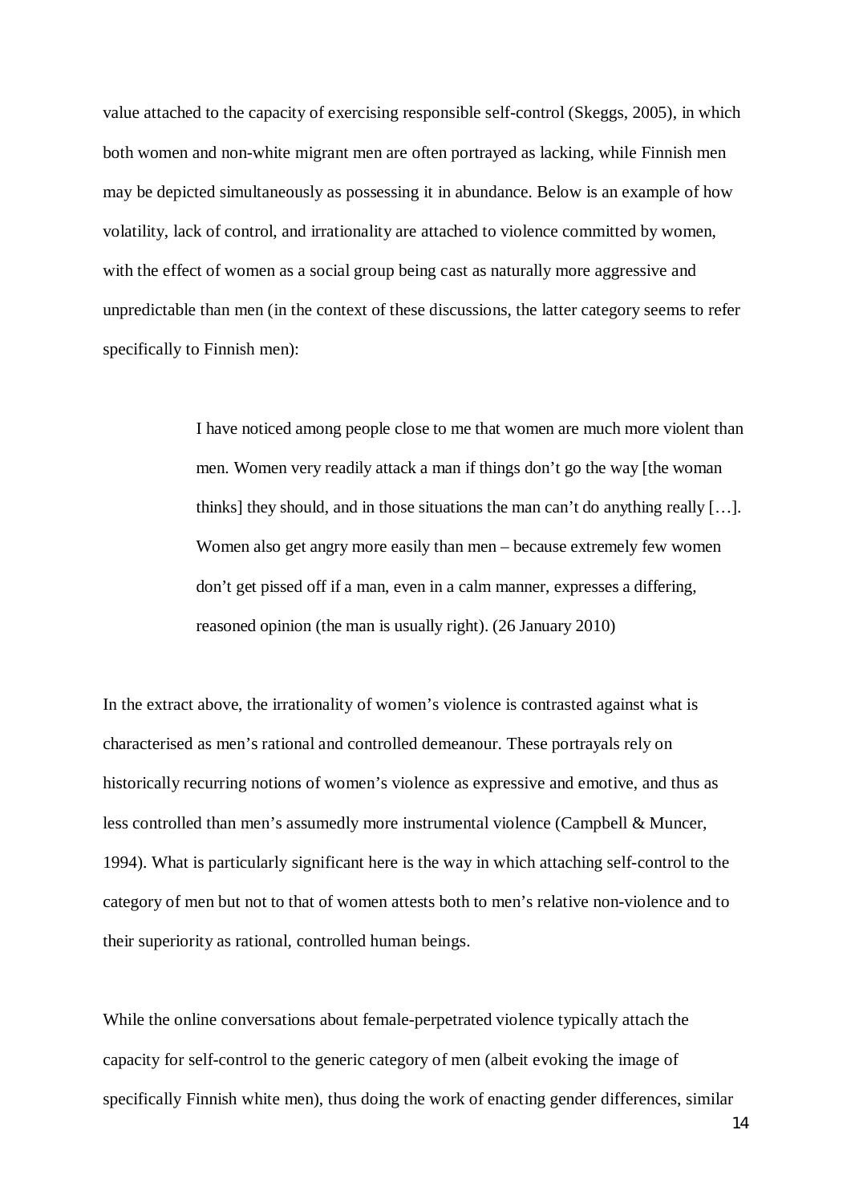value attached to the capacity of exercising responsible self-control (Skeggs, 2005), in which both women and non-white migrant men are often portrayed as lacking, while Finnish men may be depicted simultaneously as possessing it in abundance. Below is an example of how volatility, lack of control, and irrationality are attached to violence committed by women, with the effect of women as a social group being cast as naturally more aggressive and unpredictable than men (in the context of these discussions, the latter category seems to refer specifically to Finnish men):

> I have noticed among people close to me that women are much more violent than men. Women very readily attack a man if things don't go the way [the woman thinks] they should, and in those situations the man can't do anything really […]. Women also get angry more easily than men – because extremely few women don't get pissed off if a man, even in a calm manner, expresses a differing, reasoned opinion (the man is usually right). (26 January 2010)

In the extract above, the irrationality of women's violence is contrasted against what is characterised as men's rational and controlled demeanour. These portrayals rely on historically recurring notions of women's violence as expressive and emotive, and thus as less controlled than men's assumedly more instrumental violence (Campbell & Muncer, 1994). What is particularly significant here is the way in which attaching self-control to the category of men but not to that of women attests both to men's relative non-violence and to their superiority as rational, controlled human beings.

While the online conversations about female-perpetrated violence typically attach the capacity for self-control to the generic category of men (albeit evoking the image of specifically Finnish white men), thus doing the work of enacting gender differences, similar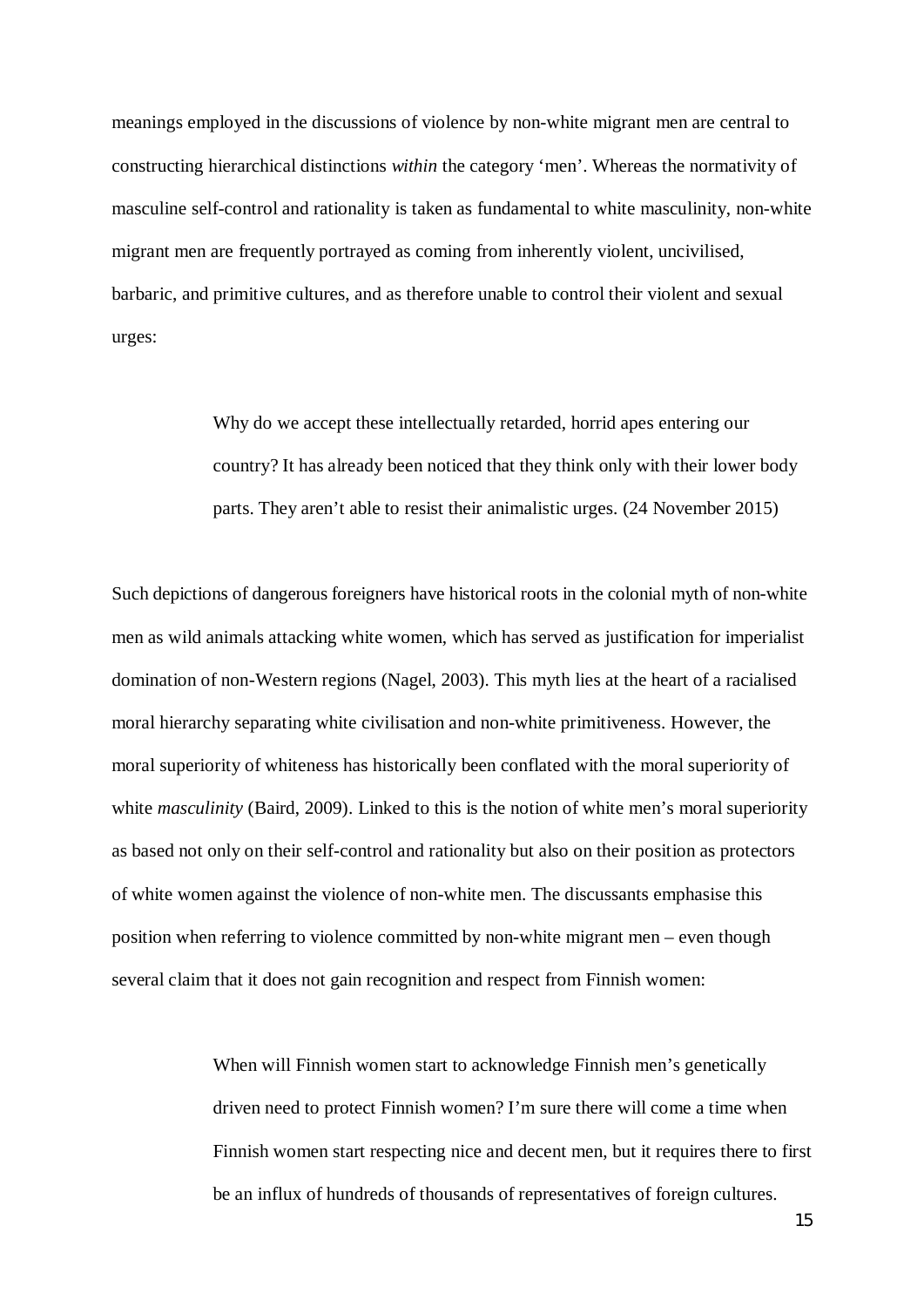meanings employed in the discussions of violence by non-white migrant men are central to constructing hierarchical distinctions *within* the category 'men'. Whereas the normativity of masculine self-control and rationality is taken as fundamental to white masculinity, non-white migrant men are frequently portrayed as coming from inherently violent, uncivilised, barbaric, and primitive cultures, and as therefore unable to control their violent and sexual urges:

> Why do we accept these intellectually retarded, horrid apes entering our country? It has already been noticed that they think only with their lower body parts. They aren't able to resist their animalistic urges. (24 November 2015)

Such depictions of dangerous foreigners have historical roots in the colonial myth of non-white men as wild animals attacking white women, which has served as justification for imperialist domination of non-Western regions (Nagel, 2003). This myth lies at the heart of a racialised moral hierarchy separating white civilisation and non-white primitiveness. However, the moral superiority of whiteness has historically been conflated with the moral superiority of white *masculinity* (Baird, 2009). Linked to this is the notion of white men's moral superiority as based not only on their self-control and rationality but also on their position as protectors of white women against the violence of non-white men. The discussants emphasise this position when referring to violence committed by non-white migrant men – even though several claim that it does not gain recognition and respect from Finnish women:

> When will Finnish women start to acknowledge Finnish men's genetically driven need to protect Finnish women? I'm sure there will come a time when Finnish women start respecting nice and decent men, but it requires there to first be an influx of hundreds of thousands of representatives of foreign cultures.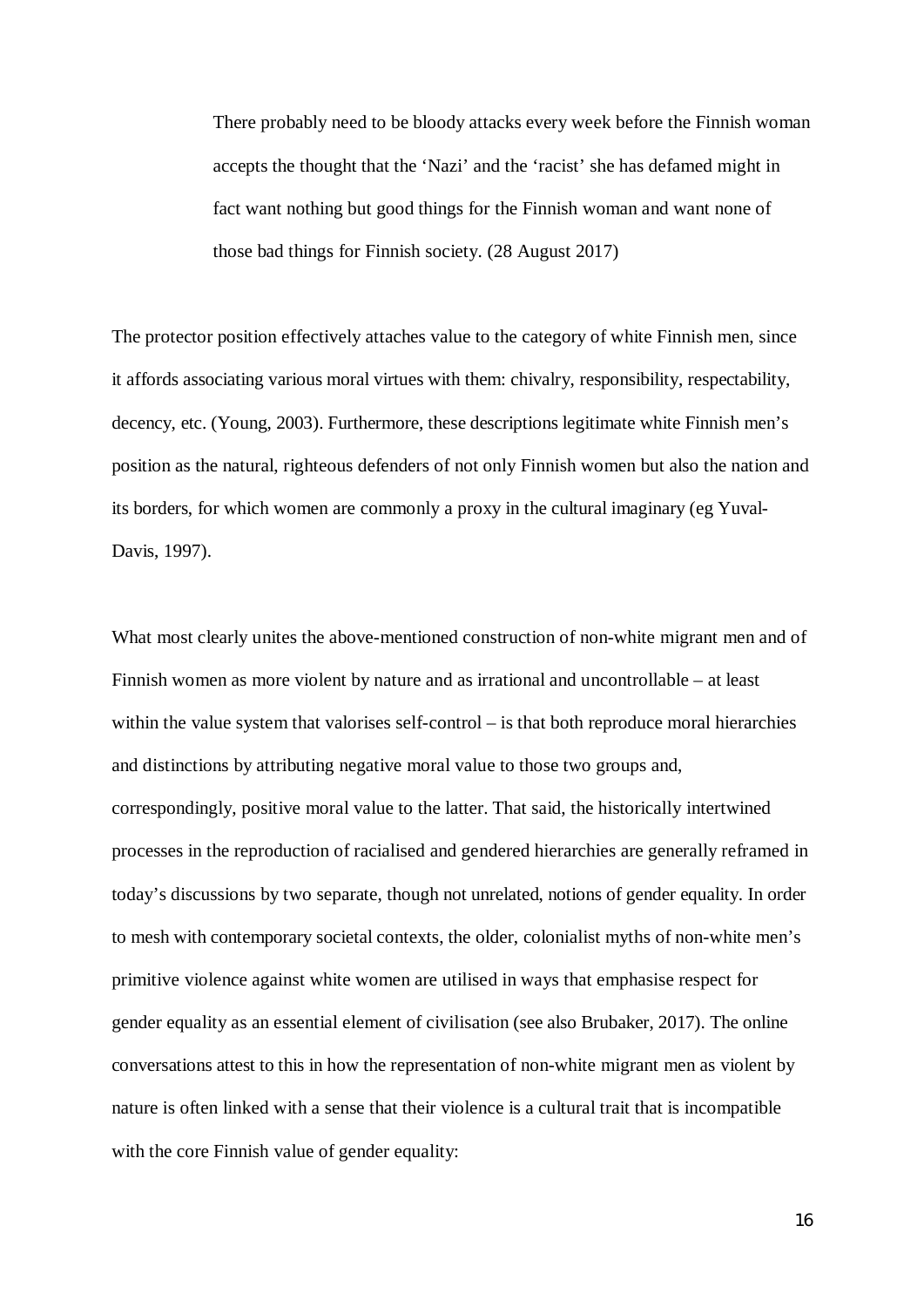> There probably need to be bloody attacks every week before the Finnish woman accepts the thought that the 'Nazi' and the 'racist' she has defamed might in fact want nothing but good things for the Finnish woman and want none of those bad things for Finnish society. (28 August 2017)

The protector position effectively attaches value to the category of white Finnish men, since it affords associating various moral virtues with them: chivalry, responsibility, respectability, decency, etc. (Young, 2003). Furthermore, these descriptions legitimate white Finnish men's position as the natural, righteous defenders of not only Finnish women but also the nation and its borders, for which women are commonly a proxy in the cultural imaginary (eg Yuval-Davis, 1997).

What most clearly unites the above-mentioned construction of non-white migrant men and of Finnish women as more violent by nature and as irrational and uncontrollable – at least within the value system that valorises self-control – is that both reproduce moral hierarchies and distinctions by attributing negative moral value to those two groups and, correspondingly, positive moral value to the latter. That said, the historically intertwined processes in the reproduction of racialised and gendered hierarchies are generally reframed in today's discussions by two separate, though not unrelated, notions of gender equality. In order to mesh with contemporary societal contexts, the older, colonialist myths of non-white men's primitive violence against white women are utilised in ways that emphasise respect for gender equality as an essential element of civilisation (see also Brubaker, 2017). The online conversations attest to this in how the representation of non-white migrant men as violent by nature is often linked with a sense that their violence is a cultural trait that is incompatible with the core Finnish value of gender equality: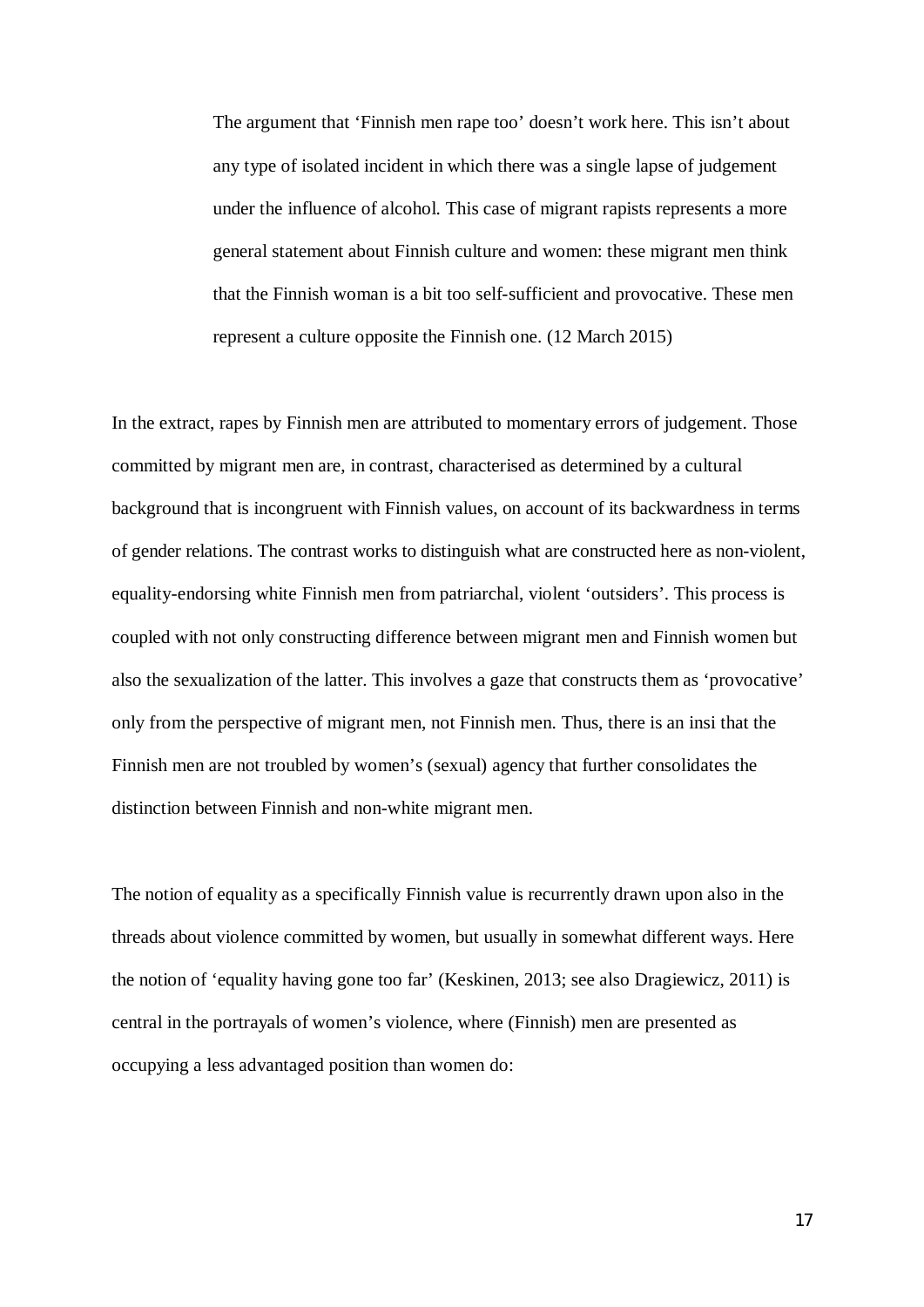> The argument that 'Finnish men rape too' doesn't work here. This isn't about any type of isolated incident in which there was a single lapse of judgement under the influence of alcohol. This case of migrant rapists represents a more general statement about Finnish culture and women: these migrant men think that the Finnish woman is a bit too self-sufficient and provocative. These men represent a culture opposite the Finnish one. (12 March 2015)

In the extract, rapes by Finnish men are attributed to momentary errors of judgement. Those committed by migrant men are, in contrast, characterised as determined by a cultural background that is incongruent with Finnish values, on account of its backwardness in terms of gender relations. The contrast works to distinguish what are constructed here as non-violent, equality-endorsing white Finnish men from patriarchal, violent 'outsiders'. This process is coupled with not only constructing difference between migrant men and Finnish women but also the sexualization of the latter. This involves a gaze that constructs them as 'provocative' only from the perspective of migrant men, not Finnish men. Thus, there is an insi that the Finnish men are not troubled by women's (sexual) agency that further consolidates the distinction between Finnish and non-white migrant men.

The notion of equality as a specifically Finnish value is recurrently drawn upon also in the threads about violence committed by women, but usually in somewhat different ways. Here the notion of 'equality having gone too far' (Keskinen, 2013; see also Dragiewicz, 2011) is central in the portrayals of women's violence, where (Finnish) men are presented as occupying a less advantaged position than women do: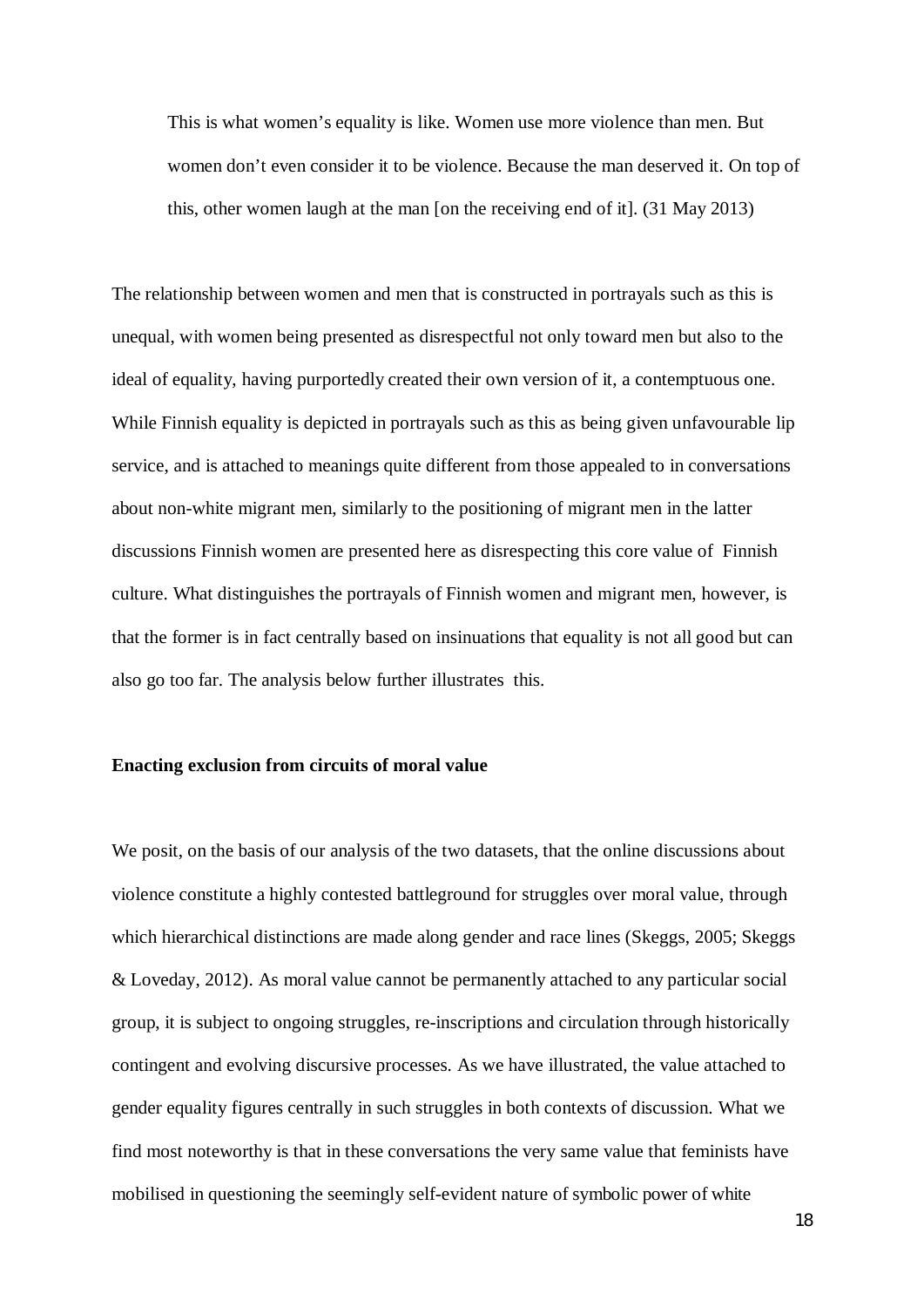> This is what women's equality is like. Women use more violence than men. But women don't even consider it to be violence. Because the man deserved it. On top of this, other women laugh at the man [on the receiving end of it]. (31 May 2013)

The relationship between women and men that is constructed in portrayals such as this is unequal, with women being presented as disrespectful not only toward men but also to the ideal of equality, having purportedly created their own version of it, a contemptuous one. While Finnish equality is depicted in portrayals such as this as being given unfavourable lip service, and is attached to meanings quite different from those appealed to in conversations about non-white migrant men, similarly to the positioning of migrant men in the latter discussions Finnish women are presented here as disrespecting this core value of Finnish culture. What distinguishes the portrayals of Finnish women and migrant men, however, is that the former is in fact centrally based on insinuations that equality is not all good but can also go too far. The analysis below further illustrates this.

**Enacting exclusion from circuits of moral value**

We posit, on the basis of our analysis of the two datasets, that the online discussions about violence constitute a highly contested battleground for struggles over moral value, through which hierarchical distinctions are made along gender and race lines (Skeggs, 2005; Skeggs & Loveday, 2012). As moral value cannot be permanently attached to any particular social group, it is subject to ongoing struggles, re-inscriptions and circulation through historically contingent and evolving discursive processes. As we have illustrated, the value attached to gender equality figures centrally in such struggles in both contexts of discussion. What we find most noteworthy is that in these conversations the very same value that feminists have mobilised in questioning the seemingly self-evident nature of symbolic power of white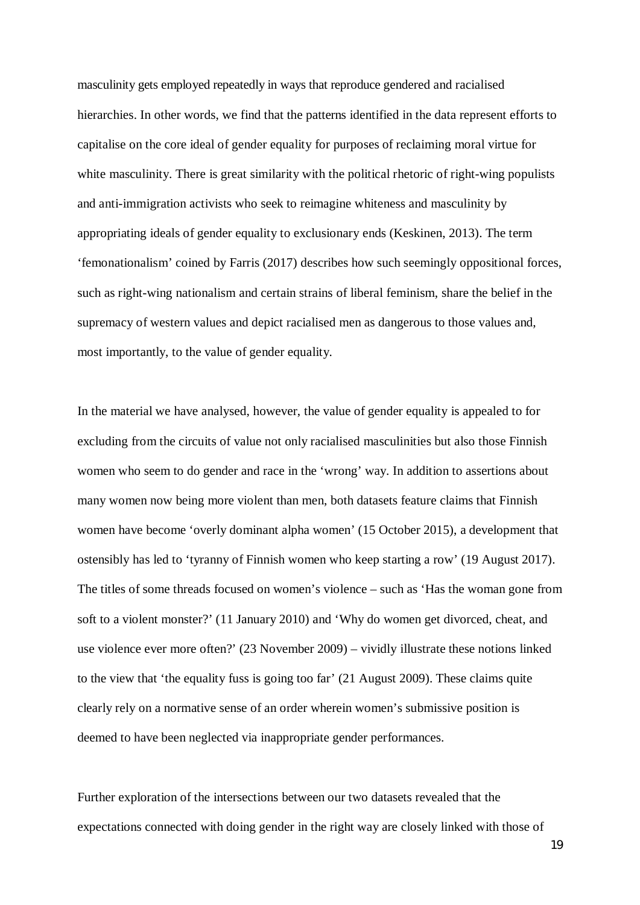masculinity gets employed repeatedly in ways that reproduce gendered and racialised hierarchies. In other words, we find that the patterns identified in the data represent efforts to capitalise on the core ideal of gender equality for purposes of reclaiming moral virtue for white masculinity. There is great similarity with the political rhetoric of right-wing populists and anti-immigration activists who seek to reimagine whiteness and masculinity by appropriating ideals of gender equality to exclusionary ends (Keskinen, 2013). The term 'femonationalism' coined by Farris (2017) describes how such seemingly oppositional forces, such as right-wing nationalism and certain strains of liberal feminism, share the belief in the supremacy of western values and depict racialised men as dangerous to those values and, most importantly, to the value of gender equality.

In the material we have analysed, however, the value of gender equality is appealed to for excluding from the circuits of value not only racialised masculinities but also those Finnish women who seem to do gender and race in the 'wrong' way. In addition to assertions about many women now being more violent than men, both datasets feature claims that Finnish women have become 'overly dominant alpha women' (15 October 2015), a development that ostensibly has led to 'tyranny of Finnish women who keep starting a row' (19 August 2017). The titles of some threads focused on women's violence – such as 'Has the woman gone from soft to a violent monster?' (11 January 2010) and 'Why do women get divorced, cheat, and use violence ever more often?' (23 November 2009) – vividly illustrate these notions linked to the view that 'the equality fuss is going too far' (21 August 2009). These claims quite clearly rely on a normative sense of an order wherein women's submissive position is deemed to have been neglected via inappropriate gender performances.

Further exploration of the intersections between our two datasets revealed that the expectations connected with doing gender in the right way are closely linked with those of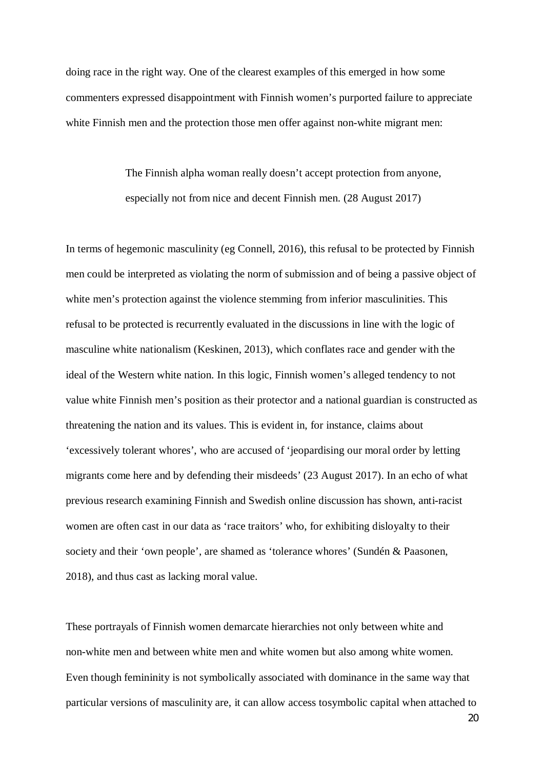doing race in the right way. One of the clearest examples of this emerged in how some commenters expressed disappointment with Finnish women's purported failure to appreciate white Finnish men and the protection those men offer against non-white migrant men:

> The Finnish alpha woman really doesn't accept protection from anyone, especially not from nice and decent Finnish men. (28 August 2017)

In terms of hegemonic masculinity (eg Connell, 2016), this refusal to be protected by Finnish men could be interpreted as violating the norm of submission and of being a passive object of white men's protection against the violence stemming from inferior masculinities. This refusal to be protected is recurrently evaluated in the discussions in line with the logic of masculine white nationalism (Keskinen, 2013), which conflates race and gender with the ideal of the Western white nation. In this logic, Finnish women's alleged tendency to not value white Finnish men's position as their protector and a national guardian is constructed as threatening the nation and its values. This is evident in, for instance, claims about 'excessively tolerant whores', who are accused of 'jeopardising our moral order by letting migrants come here and by defending their misdeeds' (23 August 2017). In an echo of what previous research examining Finnish and Swedish online discussion has shown, anti-racist women are often cast in our data as 'race traitors' who, for exhibiting disloyalty to their society and their 'own people', are shamed as 'tolerance whores' (Sundén & Paasonen, 2018), and thus cast as lacking moral value.

These portrayals of Finnish women demarcate hierarchies not only between white and non-white men and between white men and white women but also among white women. Even though femininity is not symbolically associated with dominance in the same way that particular versions of masculinity are, it can allow access tosymbolic capital when attached to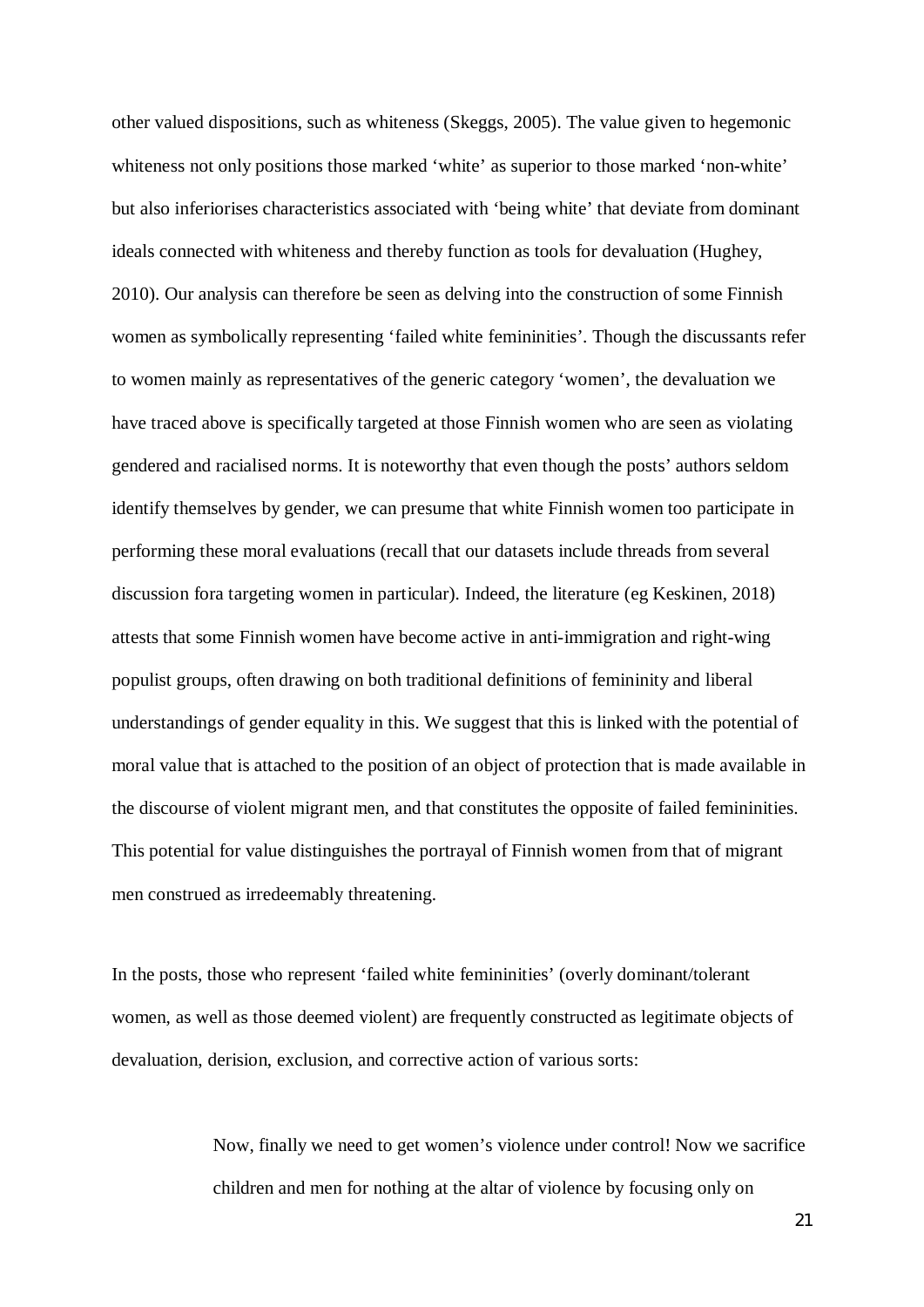other valued dispositions, such as whiteness (Skeggs, 2005). The value given to hegemonic whiteness not only positions those marked 'white' as superior to those marked 'non-white' but also inferiorises characteristics associated with 'being white' that deviate from dominant ideals connected with whiteness and thereby function as tools for devaluation (Hughey, 2010). Our analysis can therefore be seen as delving into the construction of some Finnish women as symbolically representing 'failed white femininities'. Though the discussants refer to women mainly as representatives of the generic category 'women', the devaluation we have traced above is specifically targeted at those Finnish women who are seen as violating gendered and racialised norms. It is noteworthy that even though the posts' authors seldom identify themselves by gender, we can presume that white Finnish women too participate in performing these moral evaluations (recall that our datasets include threads from several discussion fora targeting women in particular). Indeed, the literature (eg Keskinen, 2018) attests that some Finnish women have become active in anti-immigration and right-wing populist groups, often drawing on both traditional definitions of femininity and liberal understandings of gender equality in this. We suggest that this is linked with the potential of moral value that is attached to the position of an object of protection that is made available in the discourse of violent migrant men, and that constitutes the opposite of failed femininities. This potential for value distinguishes the portrayal of Finnish women from that of migrant men construed as irredeemably threatening.

In the posts, those who represent 'failed white femininities' (overly dominant/tolerant women, as well as those deemed violent) are frequently constructed as legitimate objects of devaluation, derision, exclusion, and corrective action of various sorts:

> Now, finally we need to get women's violence under control! Now we sacrifice children and men for nothing at the altar of violence by focusing only on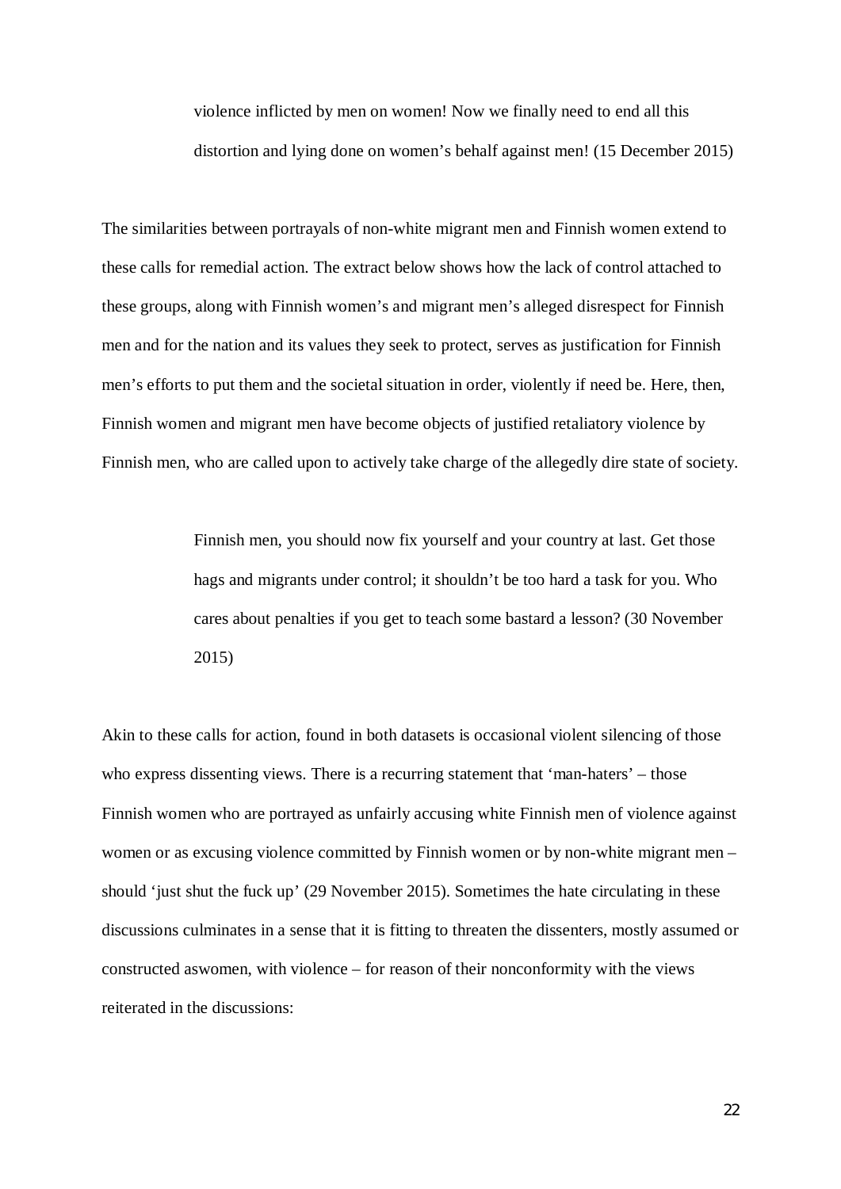> violence inflicted by men on women! Now we finally need to end all this distortion and lying done on women's behalf against men! (15 December 2015)

The similarities between portrayals of non-white migrant men and Finnish women extend to these calls for remedial action. The extract below shows how the lack of control attached to these groups, along with Finnish women's and migrant men's alleged disrespect for Finnish men and for the nation and its values they seek to protect, serves as justification for Finnish men's efforts to put them and the societal situation in order, violently if need be. Here, then, Finnish women and migrant men have become objects of justified retaliatory violence by Finnish men, who are called upon to actively take charge of the allegedly dire state of society.

> Finnish men, you should now fix yourself and your country at last. Get those hags and migrants under control; it shouldn't be too hard a task for you. Who cares about penalties if you get to teach some bastard a lesson? (30 November 2015)

Akin to these calls for action, found in both datasets is occasional violent silencing of those who express dissenting views. There is a recurring statement that 'man-haters' – those Finnish women who are portrayed as unfairly accusing white Finnish men of violence against women or as excusing violence committed by Finnish women or by non-white migrant men – should 'just shut the fuck up' (29 November 2015). Sometimes the hate circulating in these discussions culminates in a sense that it is fitting to threaten the dissenters, mostly assumed or constructed aswomen, with violence – for reason of their nonconformity with the views reiterated in the discussions: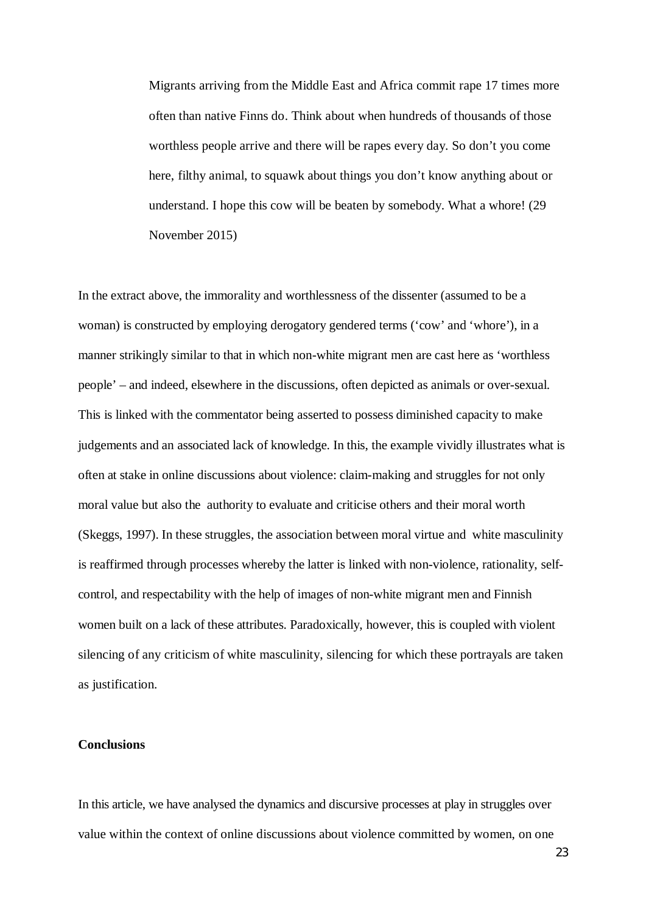> Migrants arriving from the Middle East and Africa commit rape 17 times more often than native Finns do. Think about when hundreds of thousands of those worthless people arrive and there will be rapes every day. So don't you come here, filthy animal, to squawk about things you don't know anything about or understand. I hope this cow will be beaten by somebody. What a whore! (29 November 2015)

In the extract above, the immorality and worthlessness of the dissenter (assumed to be a woman) is constructed by employing derogatory gendered terms ('cow' and 'whore'), in a manner strikingly similar to that in which non-white migrant men are cast here as 'worthless people' – and indeed, elsewhere in the discussions, often depicted as animals or over-sexual. This is linked with the commentator being asserted to possess diminished capacity to make judgements and an associated lack of knowledge. In this, the example vividly illustrates what is often at stake in online discussions about violence: claim-making and struggles for not only moral value but also the authority to evaluate and criticise others and their moral worth (Skeggs, 1997). In these struggles, the association between moral virtue and white masculinity is reaffirmed through processes whereby the latter is linked with non-violence, rationality, self-control, and respectability with the help of images of non-white migrant men and Finnish women built on a lack of these attributes. Paradoxically, however, this is coupled with violent silencing of any criticism of white masculinity, silencing for which these portrayals are taken as justification.

**Conclusions**

In this article, we have analysed the dynamics and discursive processes at play in struggles over value within the context of online discussions about violence committed by women, on one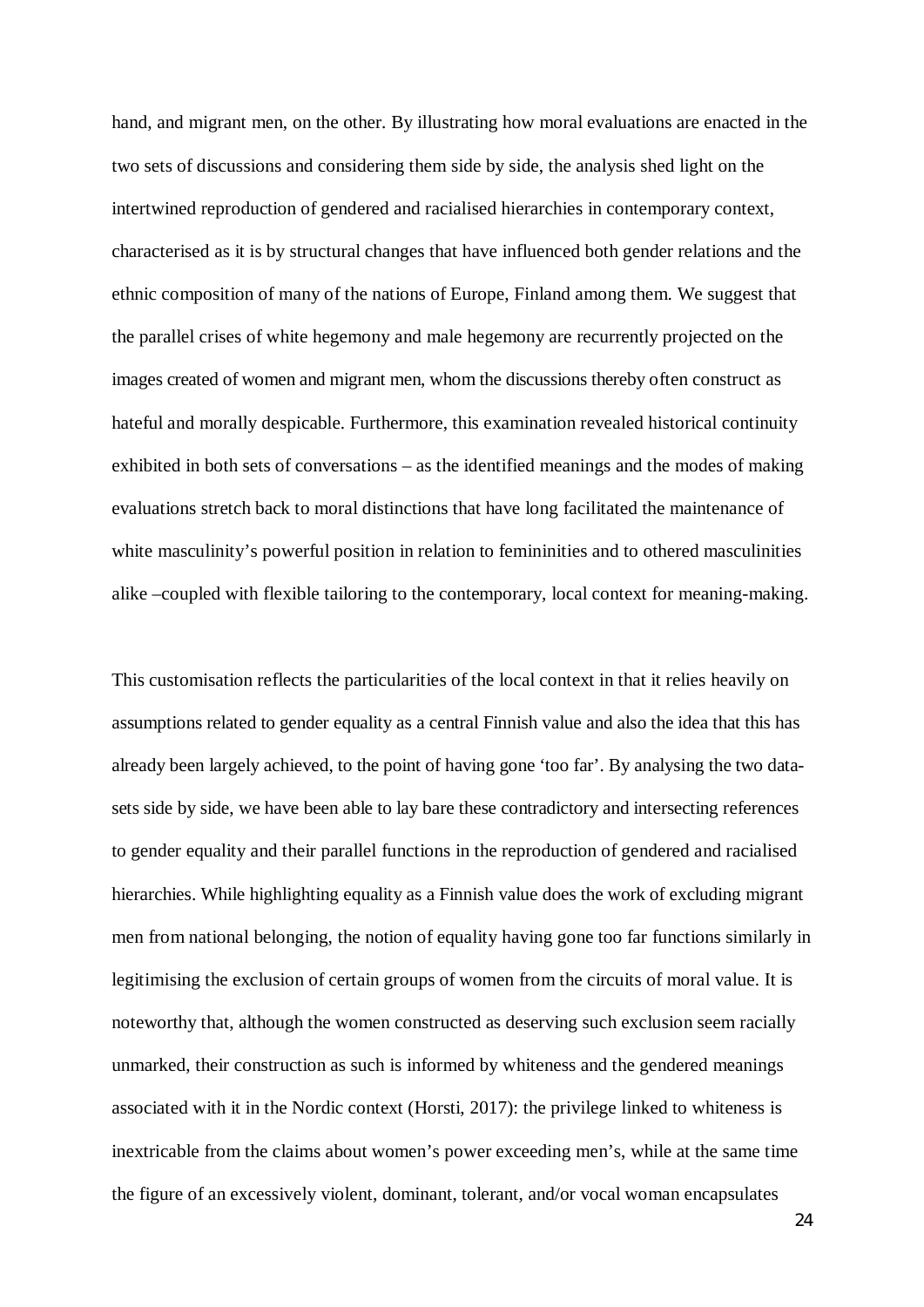hand, and migrant men, on the other. By illustrating how moral evaluations are enacted in the two sets of discussions and considering them side by side, the analysis shed light on the intertwined reproduction of gendered and racialised hierarchies in contemporary context, characterised as it is by structural changes that have influenced both gender relations and the ethnic composition of many of the nations of Europe, Finland among them. We suggest that the parallel crises of white hegemony and male hegemony are recurrently projected on the images created of women and migrant men, whom the discussions thereby often construct as hateful and morally despicable. Furthermore, this examination revealed historical continuity exhibited in both sets of conversations – as the identified meanings and the modes of making evaluations stretch back to moral distinctions that have long facilitated the maintenance of white masculinity's powerful position in relation to femininities and to othered masculinities alike –coupled with flexible tailoring to the contemporary, local context for meaning-making.

This customisation reflects the particularities of the local context in that it relies heavily on assumptions related to gender equality as a central Finnish value and also the idea that this has already been largely achieved, to the point of having gone 'too far'. By analysing the two data-sets side by side, we have been able to lay bare these contradictory and intersecting references to gender equality and their parallel functions in the reproduction of gendered and racialised hierarchies. While highlighting equality as a Finnish value does the work of excluding migrant men from national belonging, the notion of equality having gone too far functions similarly in legitimising the exclusion of certain groups of women from the circuits of moral value. It is noteworthy that, although the women constructed as deserving such exclusion seem racially unmarked, their construction as such is informed by whiteness and the gendered meanings associated with it in the Nordic context (Horsti, 2017): the privilege linked to whiteness is inextricable from the claims about women's power exceeding men's, while at the same time the figure of an excessively violent, dominant, tolerant, and/or vocal woman encapsulates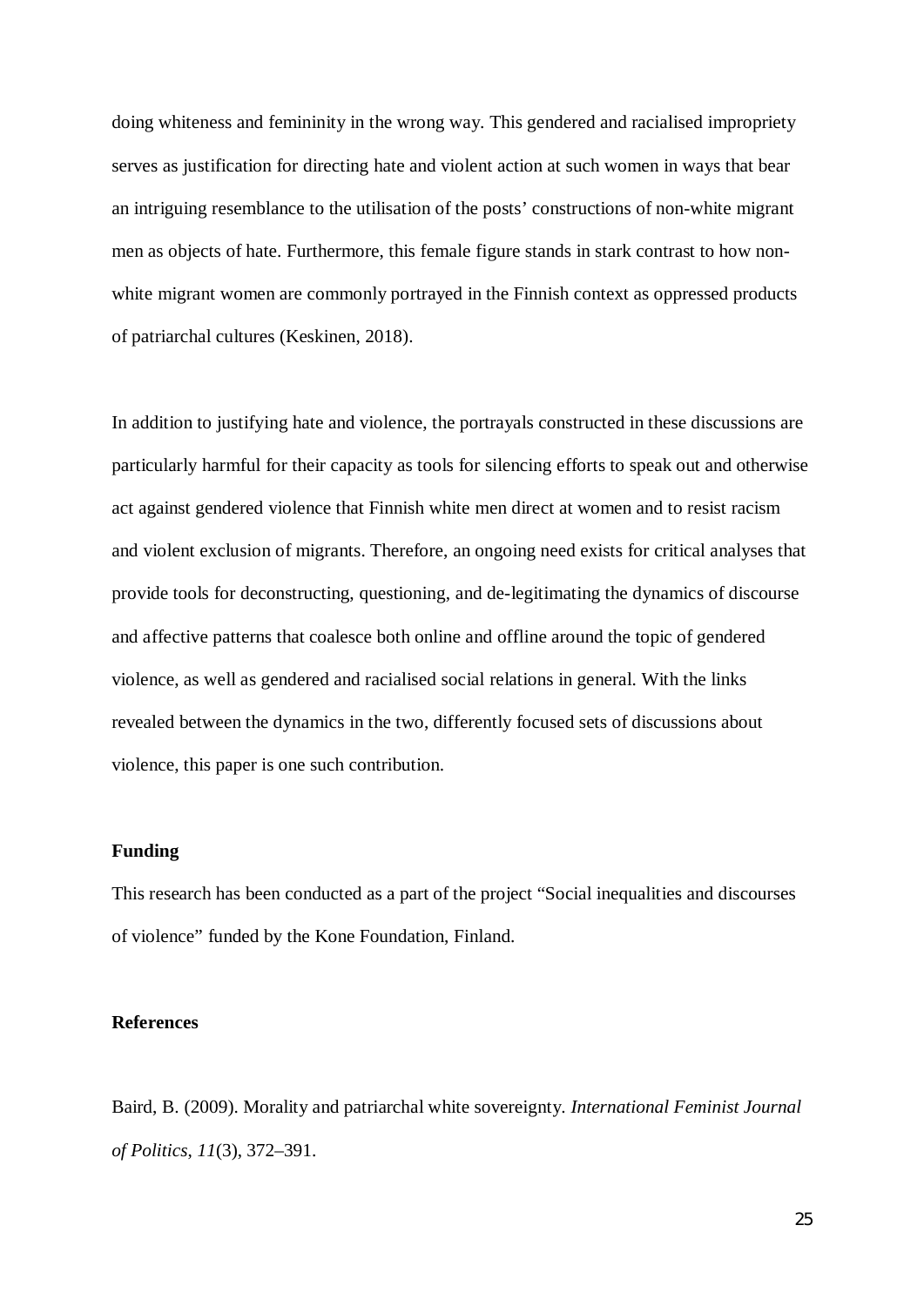doing whiteness and femininity in the wrong way. This gendered and racialised impropriety serves as justification for directing hate and violent action at such women in ways that bear an intriguing resemblance to the utilisation of the posts' constructions of non-white migrant men as objects of hate. Furthermore, this female figure stands in stark contrast to how non-white migrant women are commonly portrayed in the Finnish context as oppressed products of patriarchal cultures (Keskinen, 2018).

In addition to justifying hate and violence, the portrayals constructed in these discussions are particularly harmful for their capacity as tools for silencing efforts to speak out and otherwise act against gendered violence that Finnish white men direct at women and to resist racism and violent exclusion of migrants. Therefore, an ongoing need exists for critical analyses that provide tools for deconstructing, questioning, and de-legitimating the dynamics of discourse and affective patterns that coalesce both online and offline around the topic of gendered violence, as well as gendered and racialised social relations in general. With the links revealed between the dynamics in the two, differently focused sets of discussions about violence, this paper is one such contribution.

**Funding**

This research has been conducted as a part of the project "Social inequalities and discourses of violence" funded by the Kone Foundation, Finland.

**References**

Baird, B. (2009). Morality and patriarchal white sovereignty. *International Feminist Journal of Politics*, *11*(3), 372–391.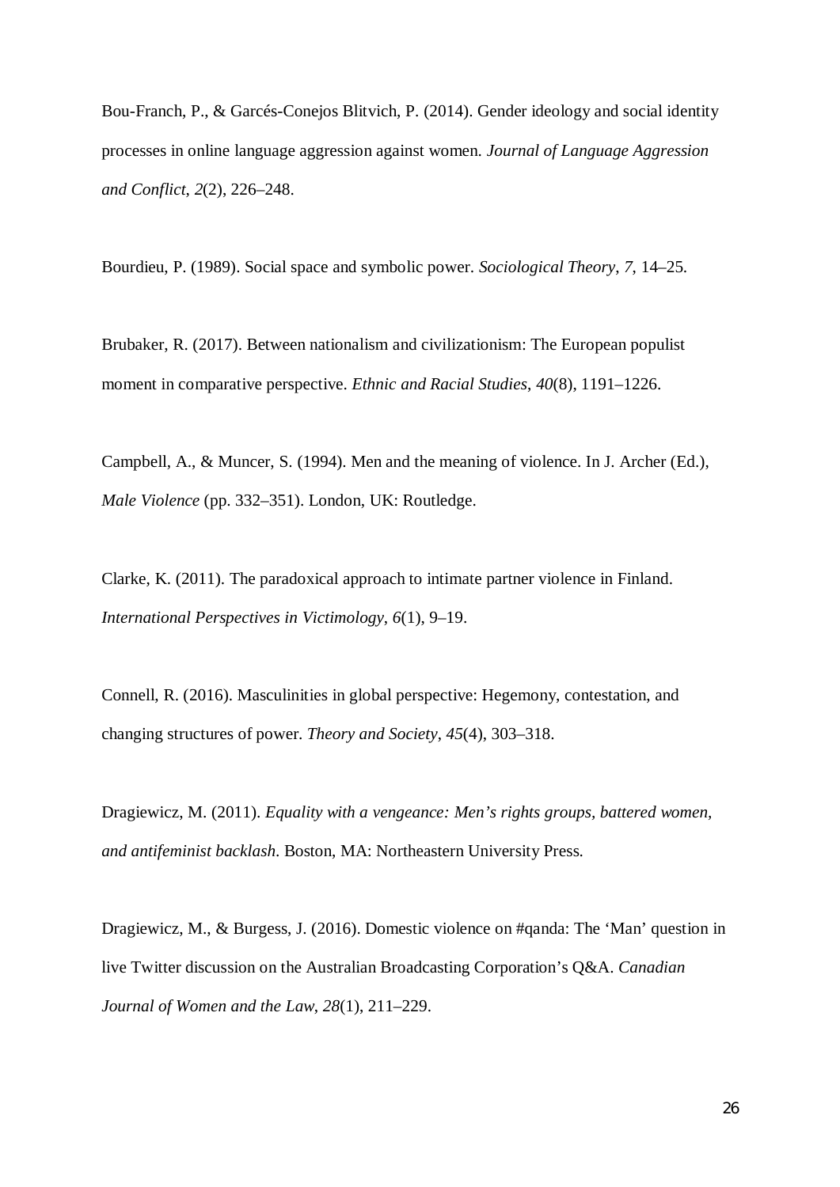Bou-Franch, P., & Garcés-Conejos Blitvich, P. (2014). Gender ideology and social identity processes in online language aggression against women. *Journal of Language Aggression and Conflict*, *2*(2), 226–248.

Bourdieu, P. (1989). Social space and symbolic power. *Sociological Theory*, *7*, 14–25.

Brubaker, R. (2017). Between nationalism and civilizationism: The European populist moment in comparative perspective. *Ethnic and Racial Studies*, *40*(8), 1191–1226.

Campbell, A., & Muncer, S. (1994). Men and the meaning of violence. In J. Archer (Ed.), *Male Violence* (pp. 332–351). London, UK: Routledge.

Clarke, K. (2011). The paradoxical approach to intimate partner violence in Finland. *International Perspectives in Victimology*, *6*(1), 9–19.

Connell, R. (2016). Masculinities in global perspective: Hegemony, contestation, and changing structures of power. *Theory and Society*, *45*(4), 303–318.

Dragiewicz, M. (2011). *Equality with a vengeance: Men's rights groups, battered women, and antifeminist backlash*. Boston, MA: Northeastern University Press.

Dragiewicz, M., & Burgess, J. (2016). Domestic violence on #qanda: The 'Man' question in live Twitter discussion on the Australian Broadcasting Corporation's Q&A. *Canadian Journal of Women and the Law*, *28*(1), 211–229.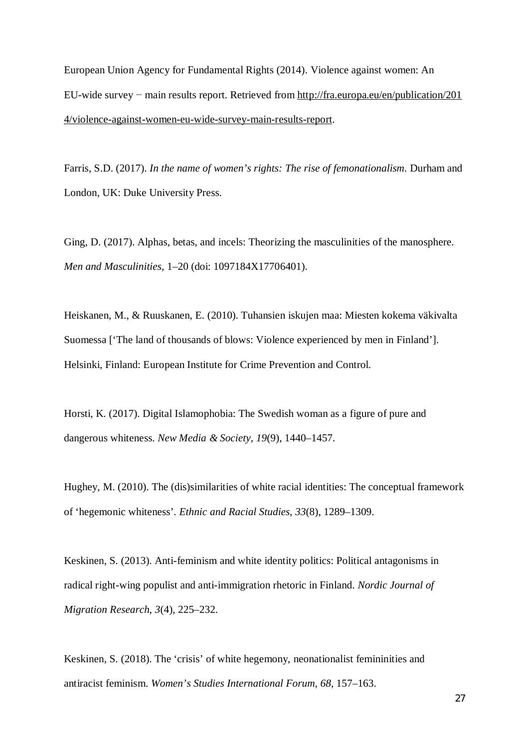European Union Agency for Fundamental Rights (2014). Violence against women: An EU-wide survey − main results report. Retrieved from http://fra.europa.eu/en/publication/2014/violence-against-women-eu-wide-survey-main-results-report.

Farris, S.D. (2017). *In the name of women's rights: The rise of femonationalism*. Durham and London, UK: Duke University Press.

Ging, D. (2017). Alphas, betas, and incels: Theorizing the masculinities of the manosphere. *Men and Masculinities*, 1–20 (doi: 1097184X17706401).

Heiskanen, M., & Ruuskanen, E. (2010). Tuhansien iskujen maa: Miesten kokema väkivalta Suomessa ['The land of thousands of blows: Violence experienced by men in Finland']. Helsinki, Finland: European Institute for Crime Prevention and Control.

Horsti, K. (2017). Digital Islamophobia: The Swedish woman as a figure of pure and dangerous whiteness. *New Media & Society*, *19*(9), 1440–1457.

Hughey, M. (2010). The (dis)similarities of white racial identities: The conceptual framework of 'hegemonic whiteness'. *Ethnic and Racial Studies*, *33*(8), 1289–1309.

Keskinen, S. (2013). Anti-feminism and white identity politics: Political antagonisms in radical right-wing populist and anti-immigration rhetoric in Finland. *Nordic Journal of Migration Research*, *3*(4), 225–232.

Keskinen, S. (2018). The 'crisis' of white hegemony, neonationalist femininities and antiracist feminism. *Women's Studies International Forum*, *68*, 157–163.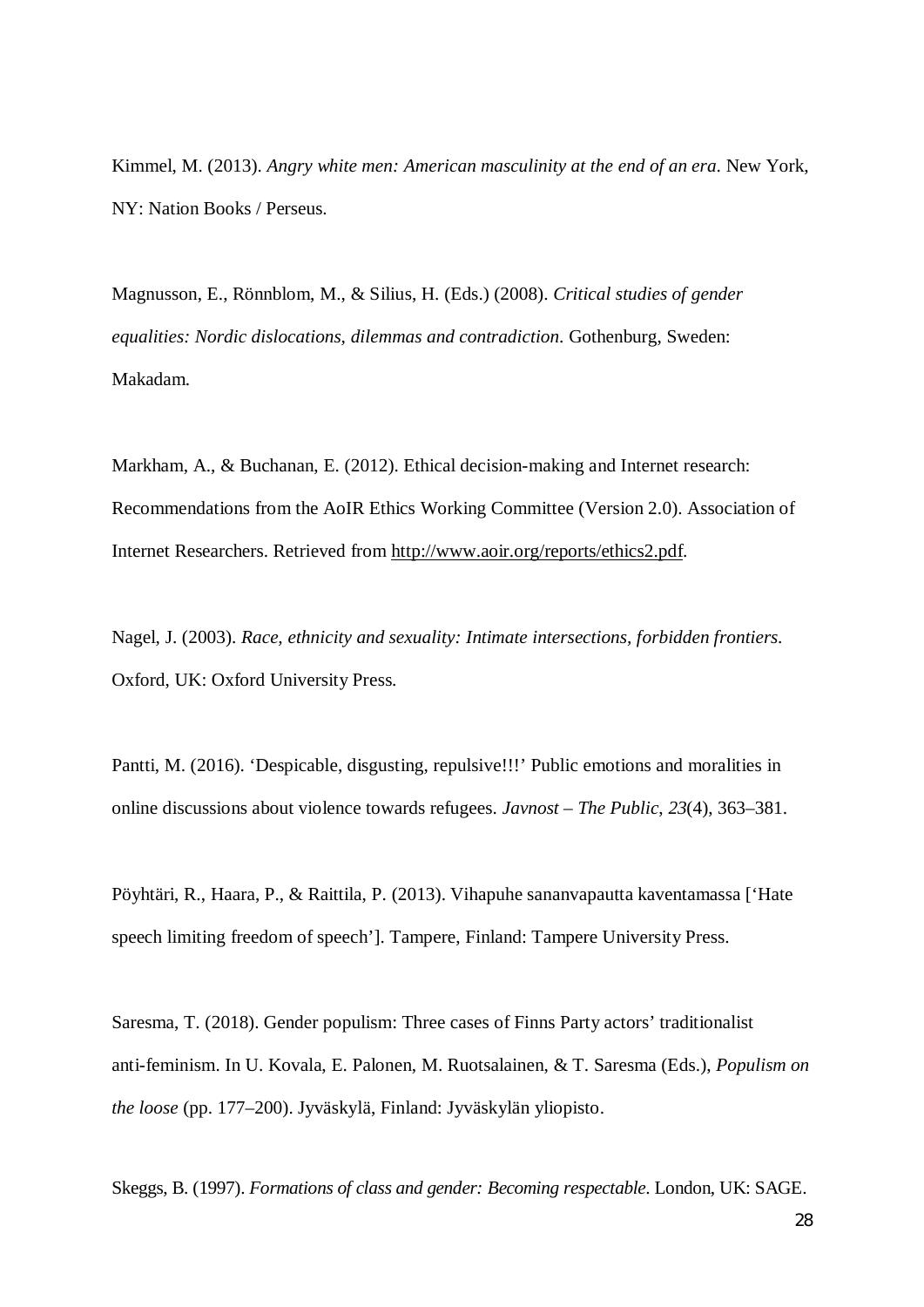Kimmel, M. (2013). *Angry white men: American masculinity at the end of an era*. New York, NY: Nation Books / Perseus.

Magnusson, E., Rönnblom, M., & Silius, H. (Eds.) (2008). *Critical studies of gender equalities: Nordic dislocations, dilemmas and contradiction*. Gothenburg, Sweden: Makadam.

Markham, A., & Buchanan, E. (2012). Ethical decision-making and Internet research: Recommendations from the AoIR Ethics Working Committee (Version 2.0). Association of Internet Researchers. Retrieved from http://www.aoir.org/reports/ethics2.pdf.

Nagel, J. (2003). *Race, ethnicity and sexuality: Intimate intersections, forbidden frontiers*. Oxford, UK: Oxford University Press.

Pantti, M. (2016). 'Despicable, disgusting, repulsive!!!' Public emotions and moralities in online discussions about violence towards refugees. *Javnost – The Public*, *23*(4), 363–381.

Pöyhtäri, R., Haara, P., & Raittila, P. (2013). Vihapuhe sananvapautta kaventamassa ['Hate speech limiting freedom of speech']. Tampere, Finland: Tampere University Press.

Saresma, T. (2018). Gender populism: Three cases of Finns Party actors' traditionalist anti-feminism. In U. Kovala, E. Palonen, M. Ruotsalainen, & T. Saresma (Eds.), *Populism on the loose* (pp. 177–200). Jyväskylä, Finland: Jyväskylän yliopisto.

Skeggs, B. (1997). *Formations of class and gender: Becoming respectable*. London, UK: SAGE.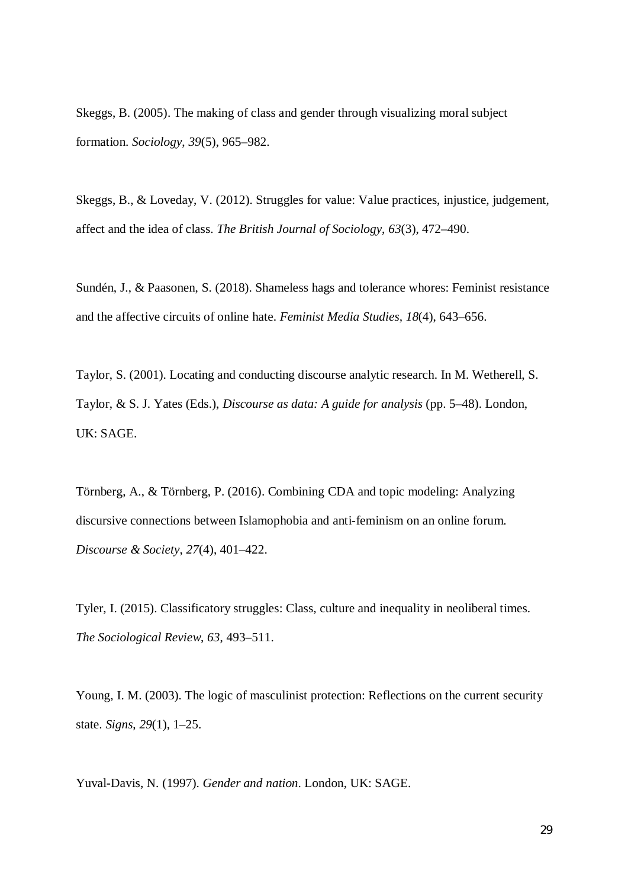Skeggs, B. (2005). The making of class and gender through visualizing moral subject formation. *Sociology*, *39*(5), 965–982.

Skeggs, B., & Loveday, V. (2012). Struggles for value: Value practices, injustice, judgement, affect and the idea of class. *The British Journal of Sociology*, *63*(3), 472–490.

Sundén, J., & Paasonen, S. (2018). Shameless hags and tolerance whores: Feminist resistance and the affective circuits of online hate. *Feminist Media Studies*, *18*(4), 643–656.

Taylor, S. (2001). Locating and conducting discourse analytic research. In M. Wetherell, S. Taylor, & S. J. Yates (Eds.), *Discourse as data: A guide for analysis* (pp. 5–48). London, UK: SAGE.

Törnberg, A., & Törnberg, P. (2016). Combining CDA and topic modeling: Analyzing discursive connections between Islamophobia and anti-feminism on an online forum. *Discourse & Society*, *27*(4), 401–422.

Tyler, I. (2015). Classificatory struggles: Class, culture and inequality in neoliberal times. *The Sociological Review*, *63*, 493–511.

Young, I. M. (2003). The logic of masculinist protection: Reflections on the current security state. *Signs*, *29*(1), 1–25.

Yuval-Davis, N. (1997). *Gender and nation*. London, UK: SAGE.